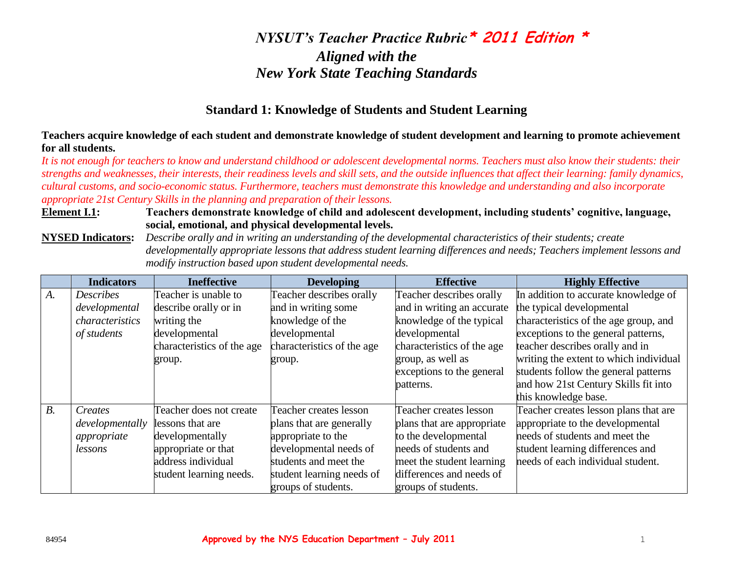# *NYSUT's Teacher Practice Rubric* * 2011 Edition *
# *Aligned with the New York State Teaching Standards*

## Standard 1: Knowledge of Students and Student Learning

**Teachers acquire knowledge of each student and demonstrate knowledge of student development and learning to promote achievement for all students.**

*It is not enough for teachers to know and understand childhood or adolescent developmental norms. Teachers must also know their students: their strengths and weaknesses, their interests, their readiness levels and skill sets, and the outside influences that affect their learning: family dynamics, cultural customs, and socio-economic status. Furthermore, teachers must demonstrate this knowledge and understanding and also incorporate appropriate 21st Century Skills in the planning and preparation of their lessons.*

**Element I.1:** **Teachers demonstrate knowledge of child and adolescent development, including students' cognitive, language, social, emotional, and physical developmental levels.**

**NYSED Indicators:** *Describe orally and in writing an understanding of the developmental characteristics of their students; create developmentally appropriate lessons that address student learning differences and needs; Teachers implement lessons and modify instruction based upon student developmental needs.*

| | Indicators | Ineffective | Developing | Effective | Highly Effective |
|---|---|---|---|---|---|
| *A.* | *Describes developmental characteristics of students* | Teacher is unable to describe orally or in writing the developmental characteristics of the age group. | Teacher describes orally and in writing some knowledge of the developmental characteristics of the age group. | Teacher describes orally and in writing an accurate knowledge of the typical developmental characteristics of the age group, as well as exceptions to the general patterns. | In addition to accurate knowledge of the typical developmental characteristics of the age group, and exceptions to the general patterns, teacher describes orally and in writing the extent to which individual students follow the general patterns and how 21st Century Skills fit into this knowledge base. |
| *B.* | *Creates developmentally appropriate lessons* | Teacher does not create lessons that are developmentally appropriate or that address individual student learning needs. | Teacher creates lesson plans that are generally appropriate to the developmental needs of students and meet the student learning needs of groups of students. | Teacher creates lesson plans that are appropriate to the developmental needs of students and meet the student learning differences and needs of groups of students. | Teacher creates lesson plans that are appropriate to the developmental needs of students and meet the student learning differences and needs of each individual student. |

84954 **Approved by the NYS Education Department – July 2011**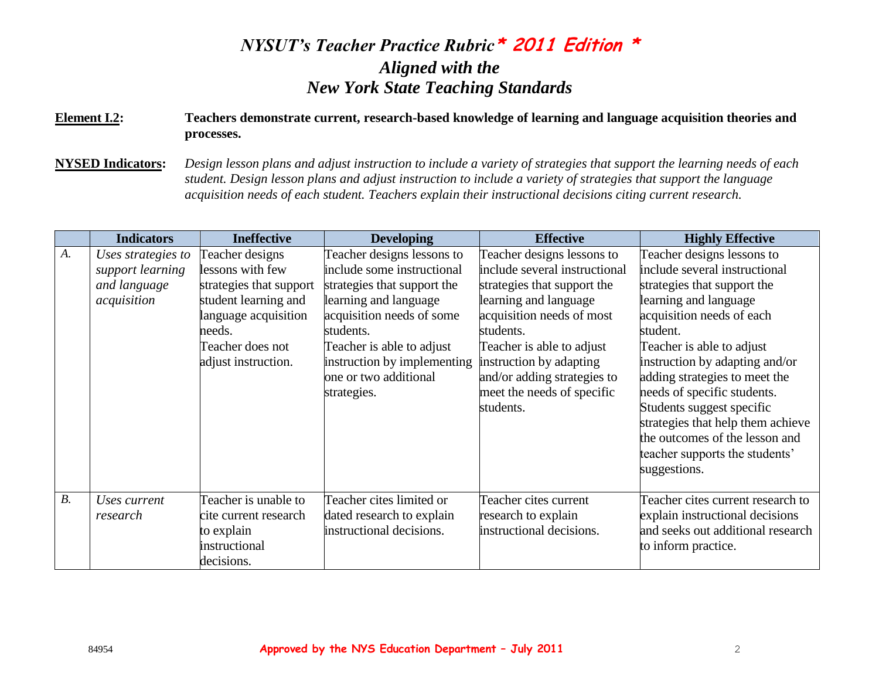# *NYSUT's Teacher Practice Rubric* * 2011 Edition *
## *Aligned with the*
## *New York State Teaching Standards*

**Element I.2:** **Teachers demonstrate current, research-based knowledge of learning and language acquisition theories and processes.**

**NYSED Indicators:** *Design lesson plans and adjust instruction to include a variety of strategies that support the learning needs of each student. Design lesson plans and adjust instruction to include a variety of strategies that support the language acquisition needs of each student. Teachers explain their instructional decisions citing current research.*

| | Indicators | Ineffective | Developing | Effective | Highly Effective |
|---|---|---|---|---|---|
| *A.* | *Uses strategies to support learning and language acquisition* | Teacher designs lessons with few strategies that support student learning and language acquisition needs.<br>Teacher does not adjust instruction. | Teacher designs lessons to include some instructional strategies that support the learning and language acquisition needs of some students.<br>Teacher is able to adjust instruction by implementing one or two additional strategies. | Teacher designs lessons to include several instructional strategies that support the learning and language acquisition needs of most students.<br>Teacher is able to adjust instruction by adapting and/or adding strategies to meet the needs of specific students. | Teacher designs lessons to include several instructional strategies that support the learning and language acquisition needs of each student.<br>Teacher is able to adjust instruction by adapting and/or adding strategies to meet the needs of specific students.<br>Students suggest specific strategies that help them achieve the outcomes of the lesson and teacher supports the students' suggestions. |
| *B.* | *Uses current research* | Teacher is unable to cite current research to explain instructional decisions. | Teacher cites limited or dated research to explain instructional decisions. | Teacher cites current research to explain instructional decisions. | Teacher cites current research to explain instructional decisions and seeks out additional research to inform practice. |

84954 **Approved by the NYS Education Department – July 2011**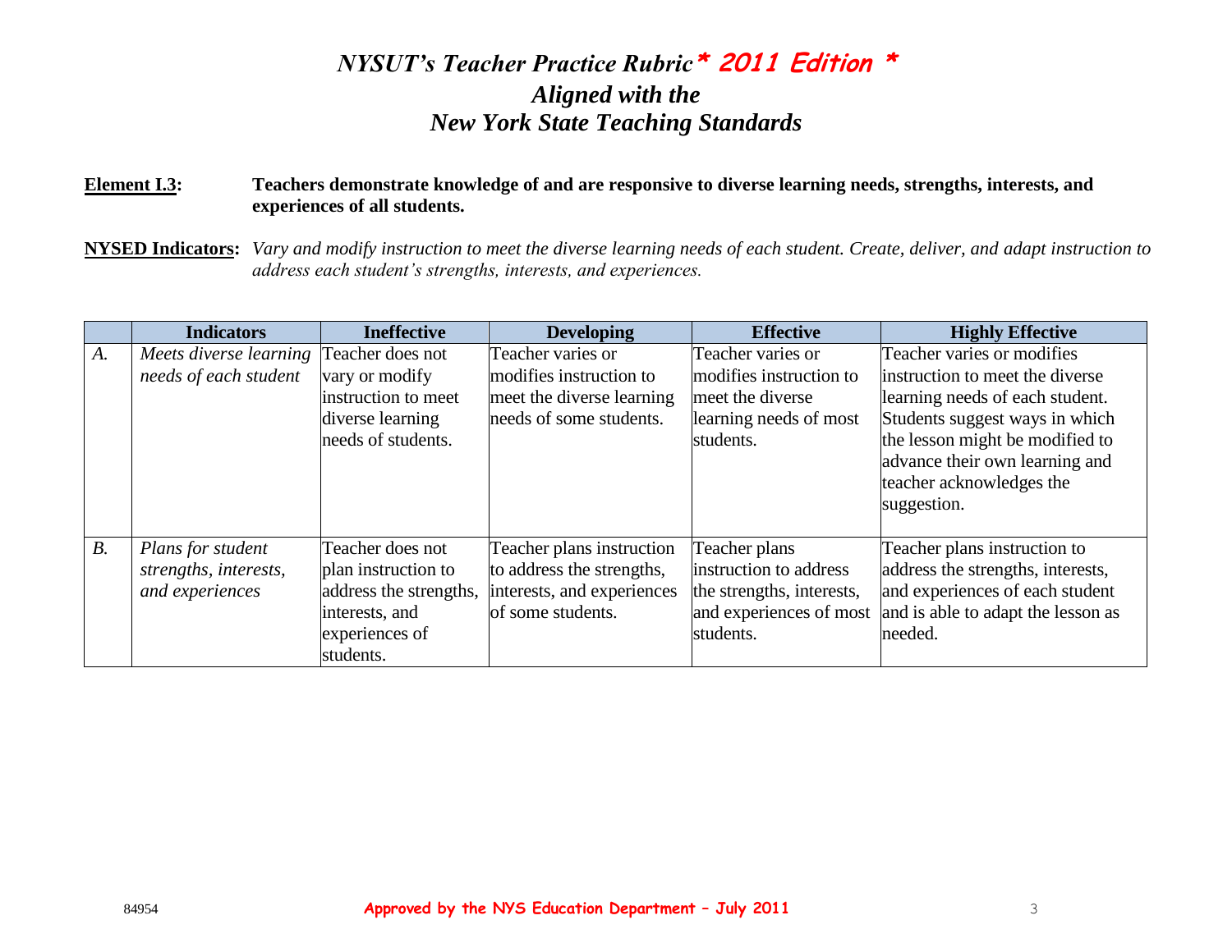# *NYSUT's Teacher Practice Rubric* * 2011 Edition *
## *Aligned with the New York State Teaching Standards*

**Element I.3:** **Teachers demonstrate knowledge of and are responsive to diverse learning needs, strengths, interests, and experiences of all students.**

**NYSED Indicators:** *Vary and modify instruction to meet the diverse learning needs of each student. Create, deliver, and adapt instruction to address each student's strengths, interests, and experiences.*

| | Indicators | Ineffective | Developing | Effective | Highly Effective |
|---|---|---|---|---|---|
| *A.* | *Meets diverse learning needs of each student* | Teacher does not vary or modify instruction to meet diverse learning needs of students. | Teacher varies or modifies instruction to meet the diverse learning needs of some students. | Teacher varies or modifies instruction to meet the diverse learning needs of most students. | Teacher varies or modifies instruction to meet the diverse learning needs of each student. Students suggest ways in which the lesson might be modified to advance their own learning and teacher acknowledges the suggestion. |
| *B.* | *Plans for student strengths, interests, and experiences* | Teacher does not plan instruction to address the strengths, interests, and experiences of students. | Teacher plans instruction to address the strengths, interests, and experiences of some students. | Teacher plans instruction to address the strengths, interests, and experiences of most students. | Teacher plans instruction to address the strengths, interests, and experiences of each student and is able to adapt the lesson as needed. |

84954 **Approved by the NYS Education Department – July 2011**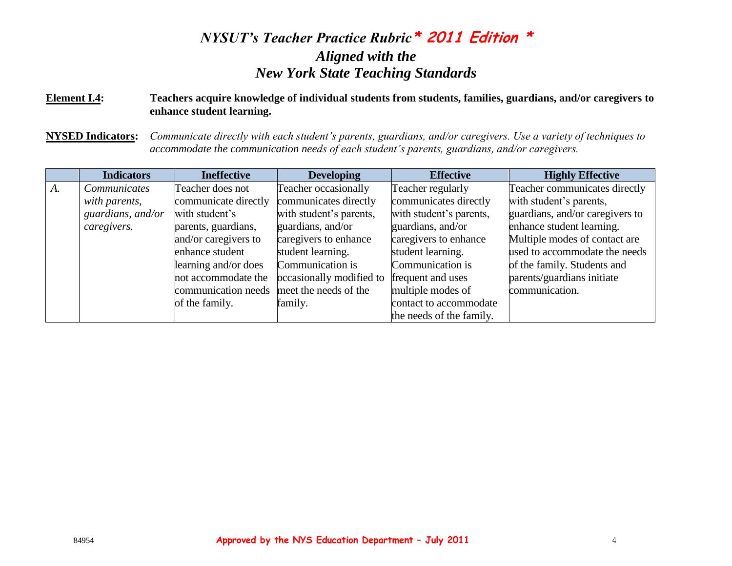# *NYSUT's Teacher Practice Rubric* * 2011 Edition *
## *Aligned with the New York State Teaching Standards*

**Element I.4:** **Teachers acquire knowledge of individual students from students, families, guardians, and/or caregivers to enhance student learning.**

**NYSED Indicators:** *Communicate directly with each student's parents, guardians, and/or caregivers. Use a variety of techniques to accommodate the communication needs of each student's parents, guardians, and/or caregivers.*

| | Indicators | Ineffective | Developing | Effective | Highly Effective |
|---|---|---|---|---|---|
| *A.* | *Communicates with parents, guardians, and/or caregivers.* | Teacher does not communicate directly with student's parents, guardians, and/or caregivers to enhance student learning and/or does not accommodate the communication needs of the family. | Teacher occasionally communicates directly with student's parents, guardians, and/or caregivers to enhance student learning. Communication is occasionally modified to meet the needs of the family. | Teacher regularly communicates directly with student's parents, guardians, and/or caregivers to enhance student learning. Communication is frequent and uses multiple modes of contact to accommodate the needs of the family. | Teacher communicates directly with student's parents, guardians, and/or caregivers to enhance student learning. Multiple modes of contact are used to accommodate the needs of the family. Students and parents/guardians initiate communication. |

84954 **Approved by the NYS Education Department – July 2011**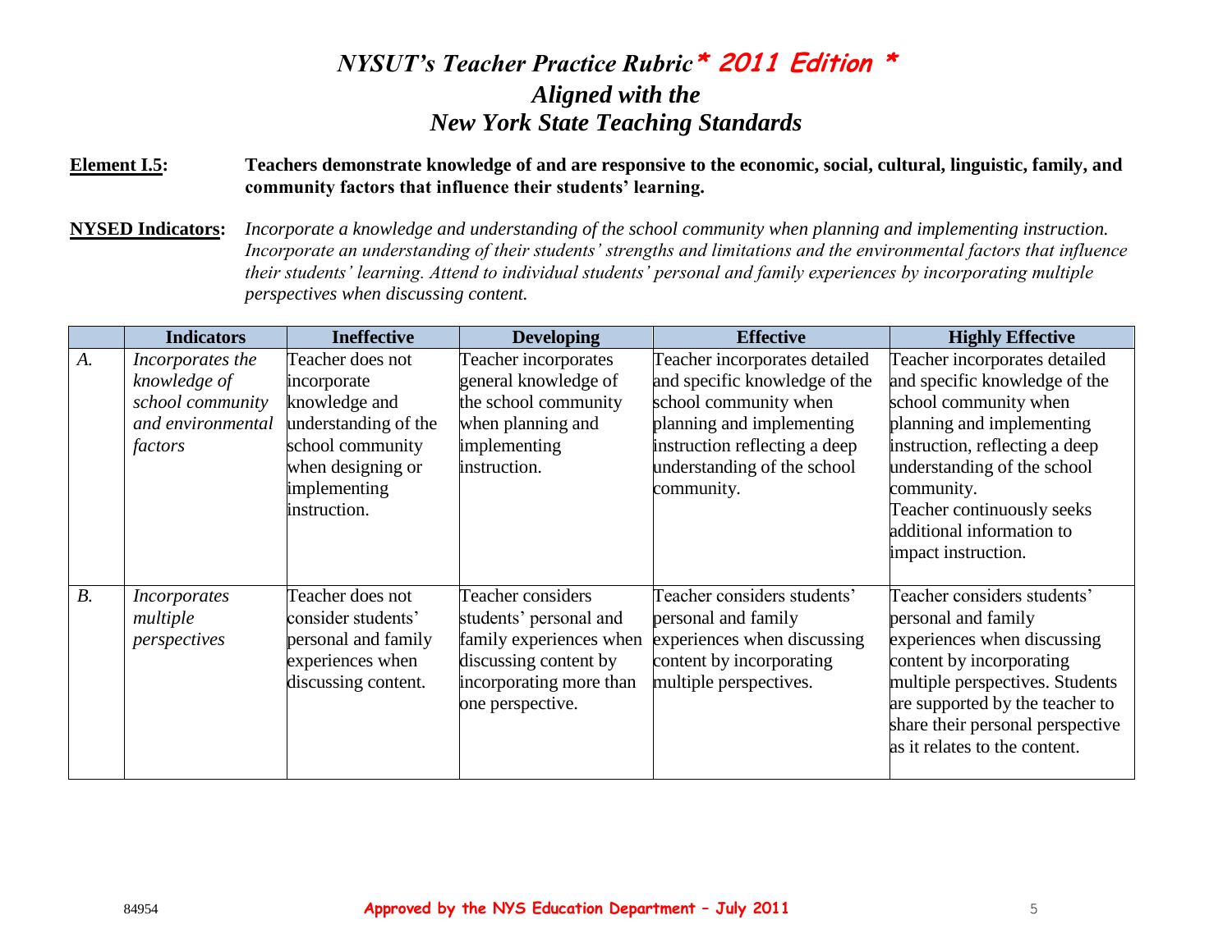# *NYSUT's Teacher Practice Rubric* * 2011 Edition *

## *Aligned with the New York State Teaching Standards*

**Element I.5:** **Teachers demonstrate knowledge of and are responsive to the economic, social, cultural, linguistic, family, and community factors that influence their students' learning.**

**NYSED Indicators:** *Incorporate a knowledge and understanding of the school community when planning and implementing instruction. Incorporate an understanding of their students' strengths and limitations and the environmental factors that influence their students' learning. Attend to individual students' personal and family experiences by incorporating multiple perspectives when discussing content.*

| | Indicators | Ineffective | Developing | Effective | Highly Effective |
|---|---|---|---|---|---|
| *A.* | *Incorporates the knowledge of school community and environmental factors* | Teacher does not incorporate knowledge and understanding of the school community when designing or implementing instruction. | Teacher incorporates general knowledge of the school community when planning and implementing instruction. | Teacher incorporates detailed and specific knowledge of the school community when planning and implementing instruction reflecting a deep understanding of the school community. | Teacher incorporates detailed and specific knowledge of the school community when planning and implementing instruction, reflecting a deep understanding of the school community. Teacher continuously seeks additional information to impact instruction. |
| *B.* | *Incorporates multiple perspectives* | Teacher does not consider students' personal and family experiences when discussing content. | Teacher considers students' personal and family experiences when discussing content by incorporating more than one perspective. | Teacher considers students' personal and family experiences when discussing content by incorporating multiple perspectives. | Teacher considers students' personal and family experiences when discussing content by incorporating multiple perspectives. Students are supported by the teacher to share their personal perspective as it relates to the content. |

84954 **Approved by the NYS Education Department – July 2011**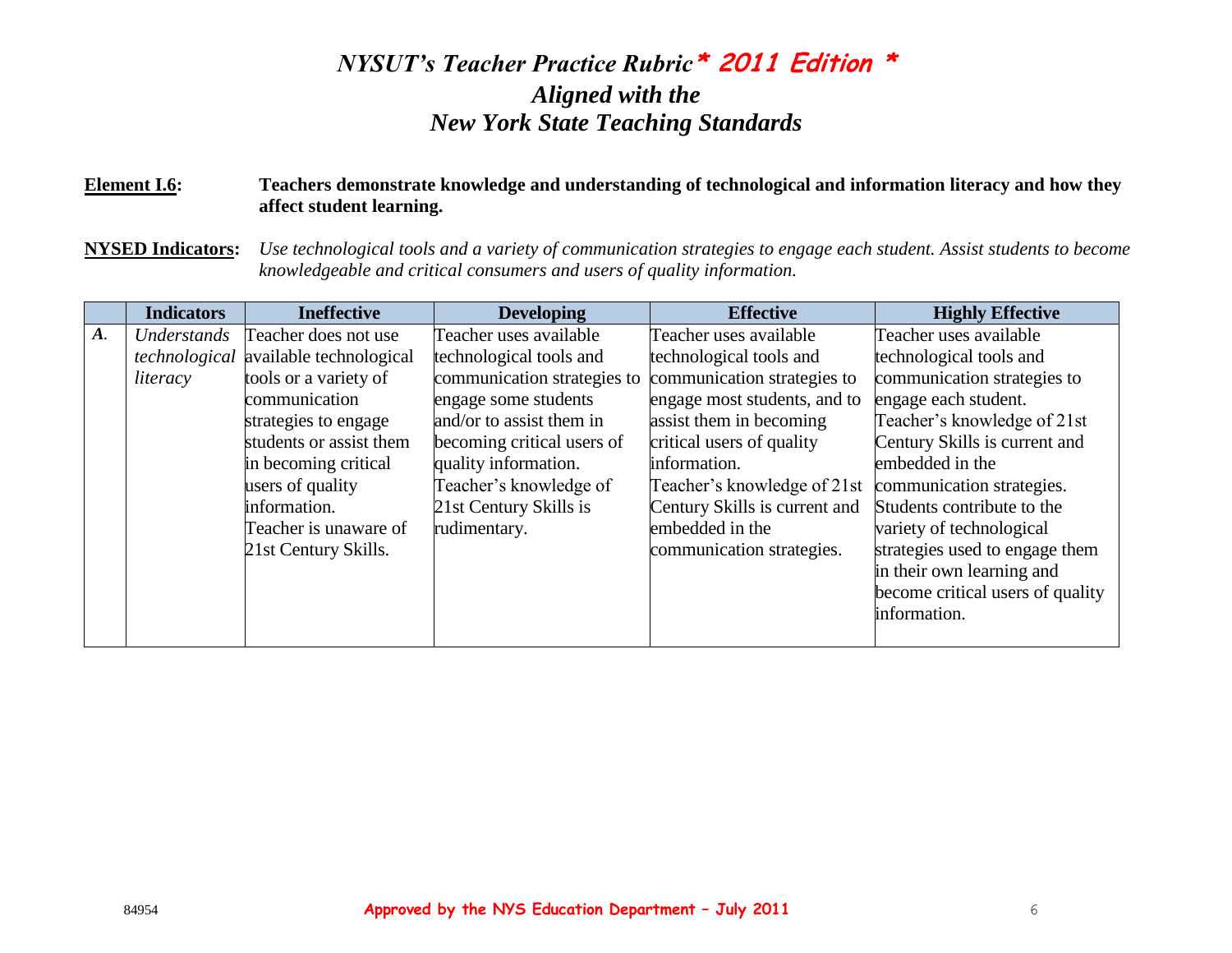# *NYSUT's Teacher Practice Rubric* * 2011 Edition *
## *Aligned with the New York State Teaching Standards*

**Element I.6:** **Teachers demonstrate knowledge and understanding of technological and information literacy and how they affect student learning.**

**NYSED Indicators:** *Use technological tools and a variety of communication strategies to engage each student. Assist students to become knowledgeable and critical consumers and users of quality information.*

| | Indicators | Ineffective | Developing | Effective | Highly Effective |
|---|---|---|---|---|---|
| ***A.*** | *Understands technological literacy* | Teacher does not use available technological tools or a variety of communication strategies to engage students or assist them in becoming critical users of quality information. Teacher is unaware of 21st Century Skills. | Teacher uses available technological tools and communication strategies to engage some students and/or to assist them in becoming critical users of quality information. Teacher's knowledge of 21st Century Skills is rudimentary. | Teacher uses available technological tools and communication strategies to engage most students, and to assist them in becoming critical users of quality information. Teacher's knowledge of 21st Century Skills is current and embedded in the communication strategies. | Teacher uses available technological tools and communication strategies to engage each student. Teacher's knowledge of 21st Century Skills is current and embedded in the communication strategies. Students contribute to the variety of technological strategies used to engage them in their own learning and become critical users of quality information. |

84954 **Approved by the NYS Education Department – July 2011**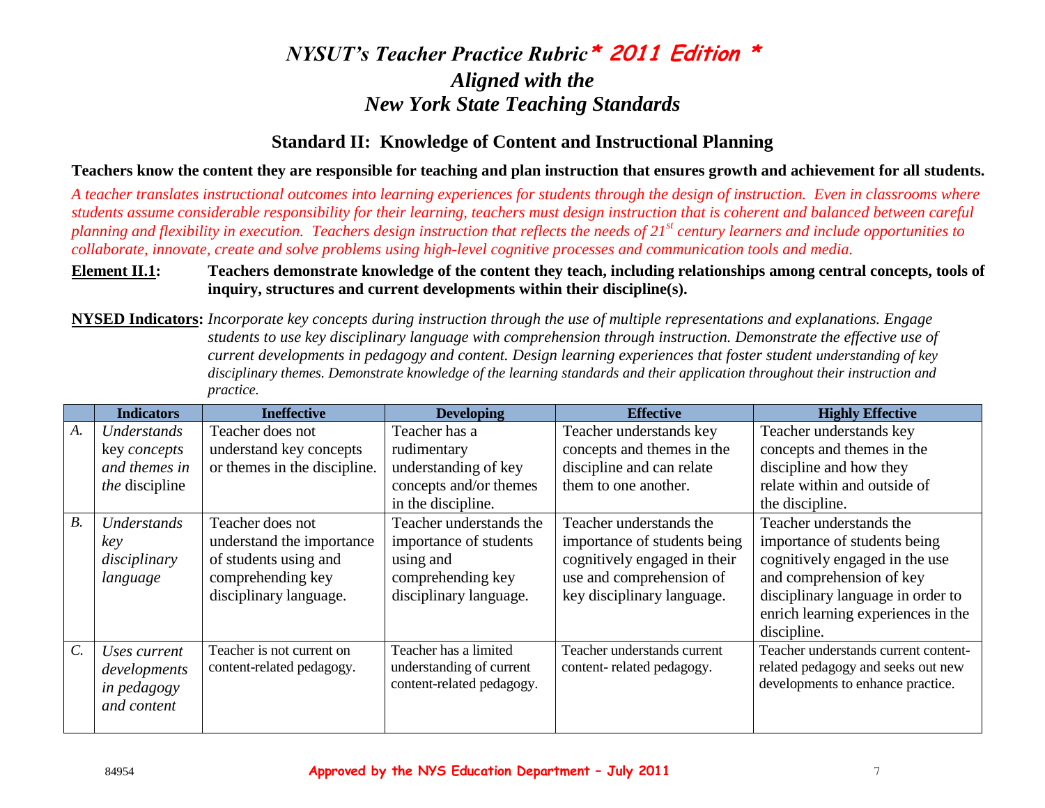# *NYSUT's Teacher Practice Rubric* * 2011 Edition *

## *Aligned with the New York State Teaching Standards*

## Standard II: Knowledge of Content and Instructional Planning

**Teachers know the content they are responsible for teaching and plan instruction that ensures growth and achievement for all students.**

*A teacher translates instructional outcomes into learning experiences for students through the design of instruction. Even in classrooms where students assume considerable responsibility for their learning, teachers must design instruction that is coherent and balanced between careful planning and flexibility in execution. Teachers design instruction that reflects the needs of 21st century learners and include opportunities to collaborate, innovate, create and solve problems using high-level cognitive processes and communication tools and media.*

**Element II.1:** **Teachers demonstrate knowledge of the content they teach, including relationships among central concepts, tools of inquiry, structures and current developments within their discipline(s).**

**NYSED Indicators:** *Incorporate key concepts during instruction through the use of multiple representations and explanations. Engage students to use key disciplinary language with comprehension through instruction. Demonstrate the effective use of current developments in pedagogy and content. Design learning experiences that foster student understanding of key disciplinary themes. Demonstrate knowledge of the learning standards and their application throughout their instruction and practice.*

| | Indicators | Ineffective | Developing | Effective | Highly Effective |
|---|---|---|---|---|---|
| *A.* | *Understands* key *concepts and themes in the* discipline | Teacher does not understand key concepts or themes in the discipline. | Teacher has a rudimentary understanding of key concepts and/or themes in the discipline. | Teacher understands key concepts and themes in the discipline and can relate them to one another. | Teacher understands key concepts and themes in the discipline and how they relate within and outside of the discipline. |
| *B.* | *Understands key disciplinary language* | Teacher does not understand the importance of students using and comprehending key disciplinary language. | Teacher understands the importance of students using and comprehending key disciplinary language. | Teacher understands the importance of students being cognitively engaged in their use and comprehension of key disciplinary language. | Teacher understands the importance of students being cognitively engaged in the use and comprehension of key disciplinary language in order to enrich learning experiences in the discipline. |
| *C.* | *Uses current developments in pedagogy and content* | Teacher is not current on content-related pedagogy. | Teacher has a limited understanding of current content-related pedagogy. | Teacher understands current content- related pedagogy. | Teacher understands current content-related pedagogy and seeks out new developments to enhance practice. |

**Approved by the NYS Education Department – July 2011**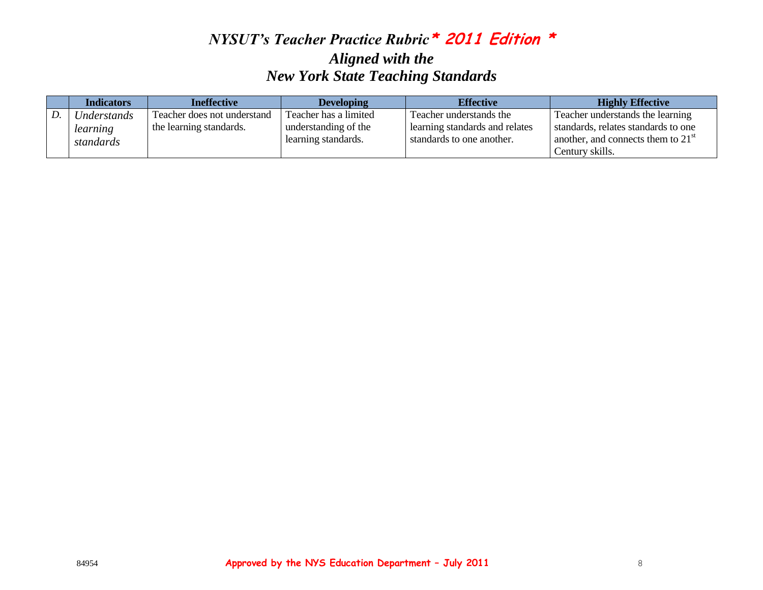# *NYSUT's Teacher Practice Rubric* * 2011 Edition *
## *Aligned with the New York State Teaching Standards*

| | Indicators | Ineffective | Developing | Effective | Highly Effective |
|---|---|---|---|---|---|
| *D.* | *Understands learning standards* | Teacher does not understand the learning standards. | Teacher has a limited understanding of the learning standards. | Teacher understands the learning standards and relates standards to one another. | Teacher understands the learning standards, relates standards to one another, and connects them to 21st Century skills. |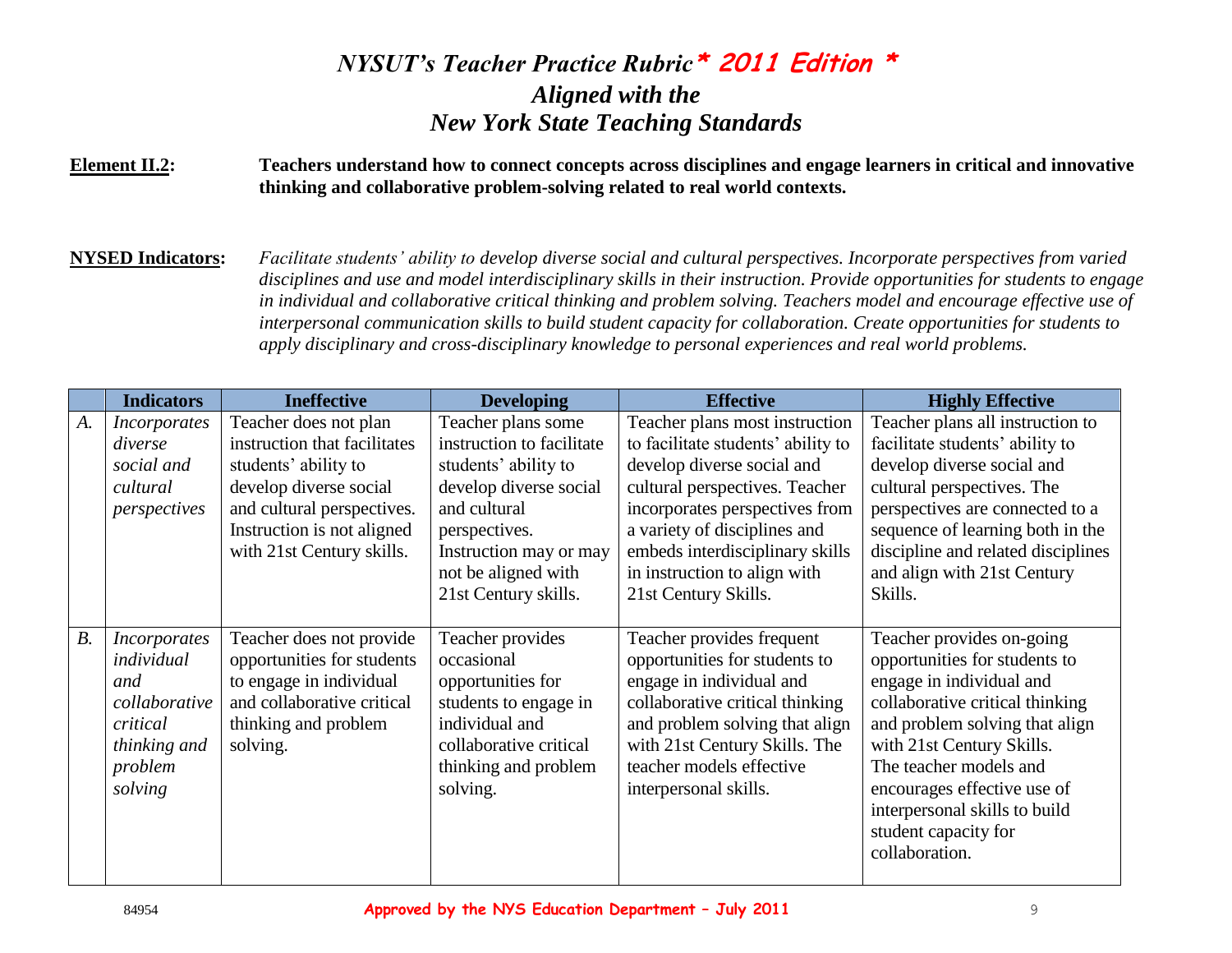# *NYSUT's Teacher Practice Rubric* * 2011 Edition *

## *Aligned with the New York State Teaching Standards*

**Element II.2:** **Teachers understand how to connect concepts across disciplines and engage learners in critical and innovative thinking and collaborative problem-solving related to real world contexts.**

**NYSED Indicators:** *Facilitate students' ability to develop diverse social and cultural perspectives. Incorporate perspectives from varied disciplines and use and model interdisciplinary skills in their instruction. Provide opportunities for students to engage in individual and collaborative critical thinking and problem solving. Teachers model and encourage effective use of interpersonal communication skills to build student capacity for collaboration. Create opportunities for students to apply disciplinary and cross-disciplinary knowledge to personal experiences and real world problems.*

| | Indicators | Ineffective | Developing | Effective | Highly Effective |
|---|---|---|---|---|---|
| *A.* | *Incorporates diverse social and cultural perspectives* | Teacher does not plan instruction that facilitates students' ability to develop diverse social and cultural perspectives. Instruction is not aligned with 21st Century skills. | Teacher plans some instruction to facilitate students' ability to develop diverse social and cultural perspectives. Instruction may or may not be aligned with 21st Century skills. | Teacher plans most instruction to facilitate students' ability to develop diverse social and cultural perspectives. Teacher incorporates perspectives from a variety of disciplines and embeds interdisciplinary skills in instruction to align with 21st Century Skills. | Teacher plans all instruction to facilitate students' ability to develop diverse social and cultural perspectives. The perspectives are connected to a sequence of learning both in the discipline and related disciplines and align with 21st Century Skills. |
| *B.* | *Incorporates individual and collaborative critical thinking and problem solving* | Teacher does not provide opportunities for students to engage in individual and collaborative critical thinking and problem solving. | Teacher provides occasional opportunities for students to engage in individual and collaborative critical thinking and problem solving. | Teacher provides frequent opportunities for students to engage in individual and collaborative critical thinking and problem solving that align with 21st Century Skills. The teacher models effective interpersonal skills. | Teacher provides on-going opportunities for students to engage in individual and collaborative critical thinking and problem solving that align with 21st Century Skills. The teacher models and encourages effective use of interpersonal skills to build student capacity for collaboration. |

84954 **Approved by the NYS Education Department – July 2011**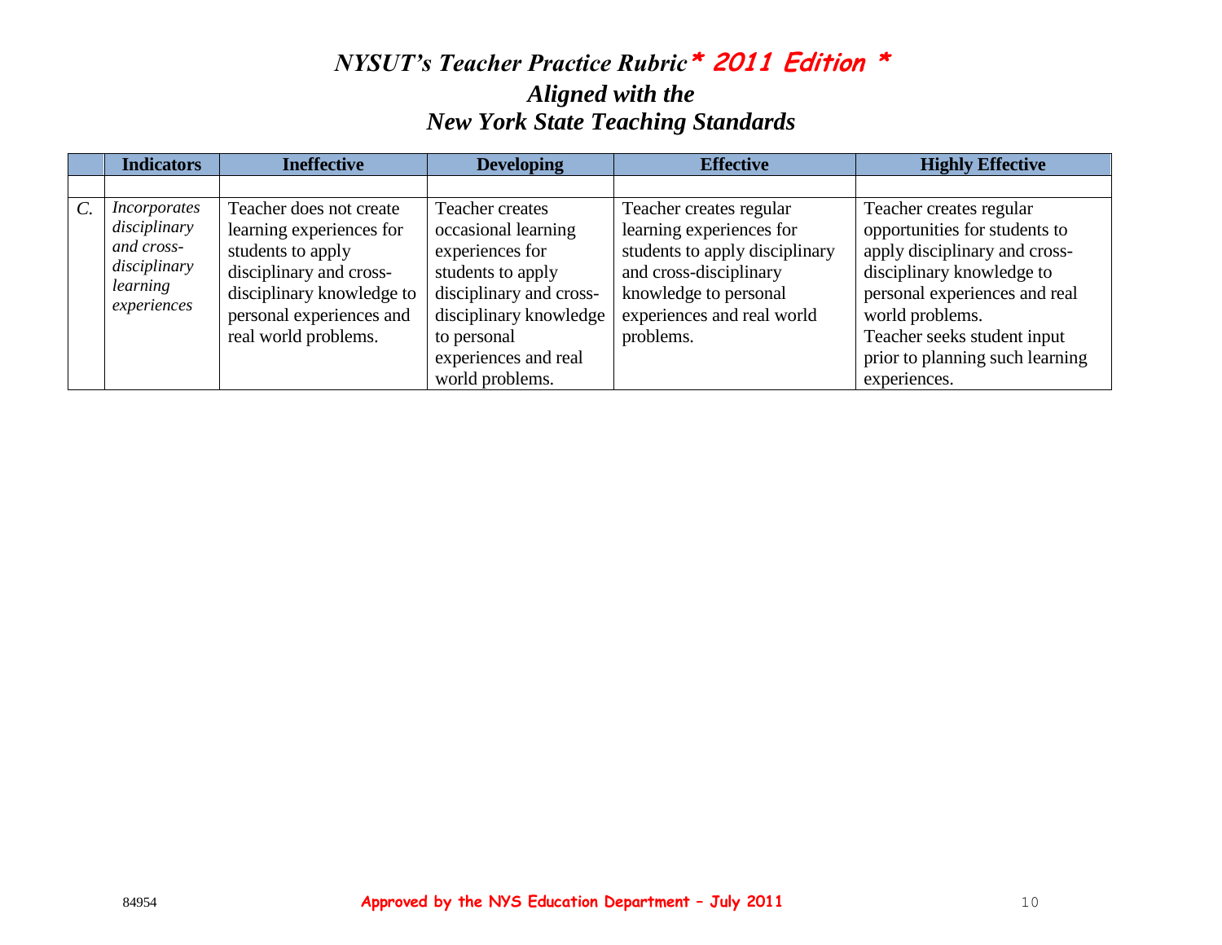# *NYSUT's Teacher Practice Rubric* * 2011 Edition *

## *Aligned with the New York State Teaching Standards*

| | Indicators | Ineffective | Developing | Effective | Highly Effective |
|---|---|---|---|---|---|
| | | | | | |
| *C.* | *Incorporates disciplinary and cross-disciplinary learning experiences* | Teacher does not create learning experiences for students to apply disciplinary and cross-disciplinary knowledge to personal experiences and real world problems. | Teacher creates occasional learning experiences for students to apply disciplinary and cross-disciplinary knowledge to personal experiences and real world problems. | Teacher creates regular learning experiences for students to apply disciplinary and cross-disciplinary knowledge to personal experiences and real world problems. | Teacher creates regular opportunities for students to apply disciplinary and cross-disciplinary knowledge to personal experiences and real world problems. Teacher seeks student input prior to planning such learning experiences. |

84954 **Approved by the NYS Education Department – July 2011**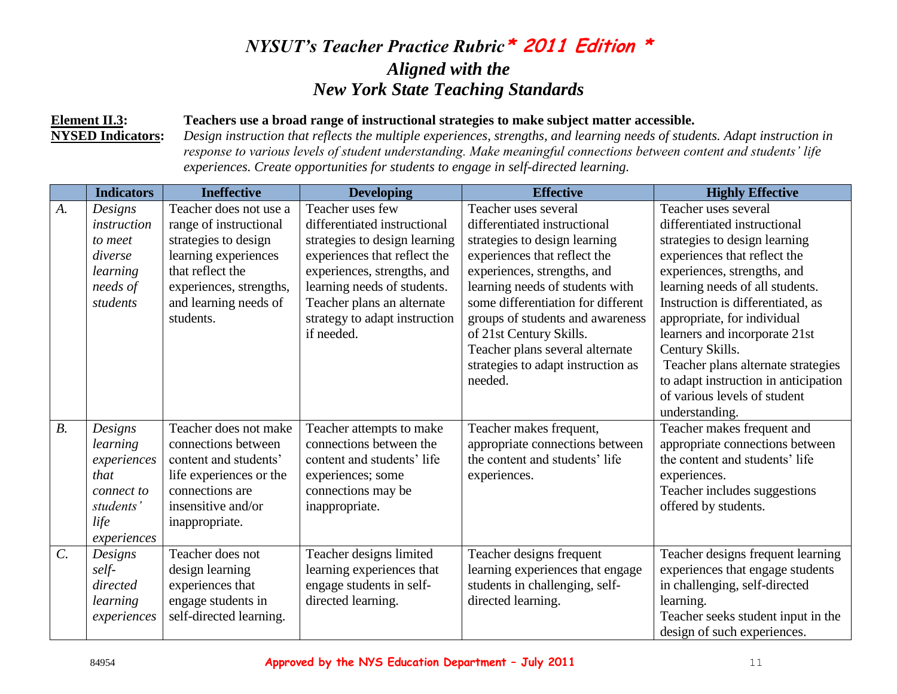# *NYSUT's Teacher Practice Rubric* * 2011 Edition *

## *Aligned with the New York State Teaching Standards*

**Element II.3:** **Teachers use a broad range of instructional strategies to make subject matter accessible.**

**NYSED Indicators:** *Design instruction that reflects the multiple experiences, strengths, and learning needs of students. Adapt instruction in response to various levels of student understanding. Make meaningful connections between content and students' life experiences. Create opportunities for students to engage in self-directed learning.*

| | Indicators | Ineffective | Developing | Effective | Highly Effective |
|---|---|---|---|---|---|
| *A.* | *Designs instruction to meet diverse learning needs of students* | Teacher does not use a range of instructional strategies to design learning experiences that reflect the experiences, strengths, and learning needs of students. | Teacher uses few differentiated instructional strategies to design learning experiences that reflect the experiences, strengths, and learning needs of students. Teacher plans an alternate strategy to adapt instruction if needed. | Teacher uses several differentiated instructional strategies to design learning experiences that reflect the experiences, strengths, and learning needs of students with some differentiation for different groups of students and awareness of 21st Century Skills. Teacher plans several alternate strategies to adapt instruction as needed. | Teacher uses several differentiated instructional strategies to design learning experiences that reflect the experiences, strengths, and learning needs of all students. Instruction is differentiated, as appropriate, for individual learners and incorporate 21st Century Skills. Teacher plans alternate strategies to adapt instruction in anticipation of various levels of student understanding. |
| *B.* | *Designs learning experiences that connect to students' life experiences* | Teacher does not make connections between content and students' life experiences or the connections are insensitive and/or inappropriate. | Teacher attempts to make connections between the content and students' life experiences; some connections may be inappropriate. | Teacher makes frequent, appropriate connections between the content and students' life experiences. | Teacher makes frequent and appropriate connections between the content and students' life experiences. Teacher includes suggestions offered by students. |
| *C.* | *Designs self-directed learning experiences* | Teacher does not design learning experiences that engage students in self-directed learning. | Teacher designs limited learning experiences that engage students in self-directed learning. | Teacher designs frequent learning experiences that engage students in challenging, self-directed learning. | Teacher designs frequent learning experiences that engage students in challenging, self-directed learning. Teacher seeks student input in the design of such experiences. |

84954 **Approved by the NYS Education Department – July 2011**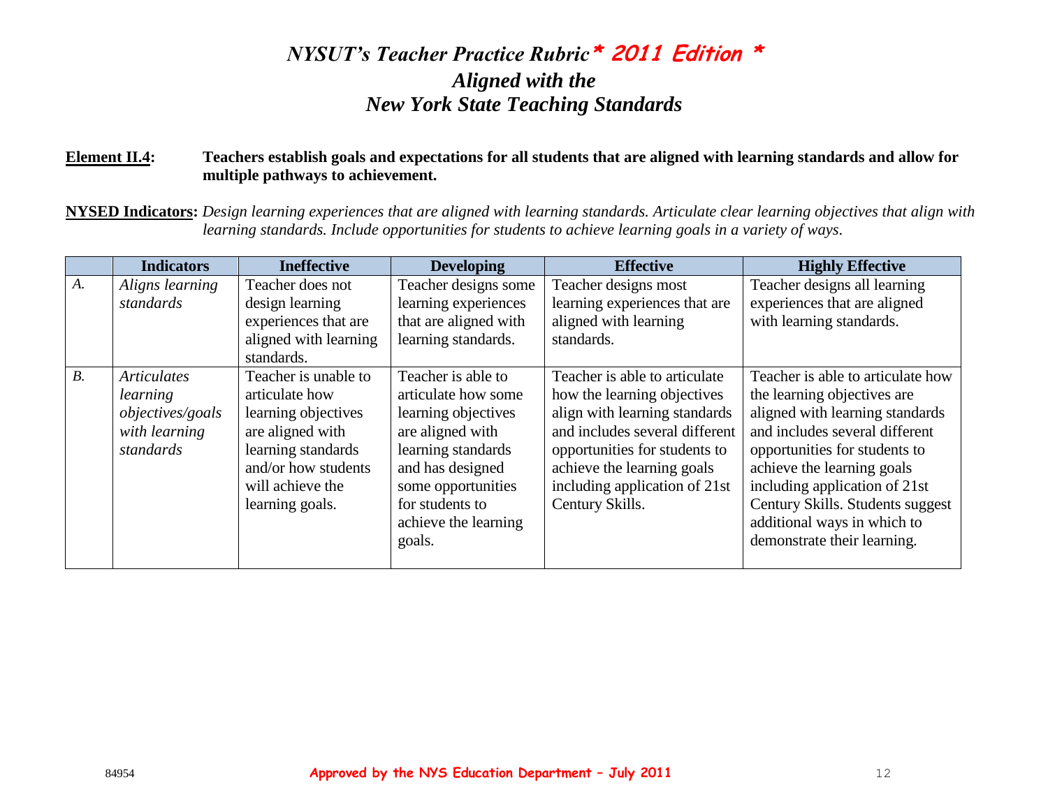# *NYSUT's Teacher Practice Rubric* *** 2011 Edition ***
## *Aligned with the New York State Teaching Standards*

**Element II.4:** **Teachers establish goals and expectations for all students that are aligned with learning standards and allow for multiple pathways to achievement.**

**NYSED Indicators:** *Design learning experiences that are aligned with learning standards. Articulate clear learning objectives that align with learning standards. Include opportunities for students to achieve learning goals in a variety of ways.*

| | Indicators | Ineffective | Developing | Effective | Highly Effective |
|---|---|---|---|---|---|
| *A.* | *Aligns learning standards* | Teacher does not design learning experiences that are aligned with learning standards. | Teacher designs some learning experiences that are aligned with learning standards. | Teacher designs most learning experiences that are aligned with learning standards. | Teacher designs all learning experiences that are aligned with learning standards. |
| *B.* | *Articulates learning objectives/goals with learning standards* | Teacher is unable to articulate how learning objectives are aligned with learning standards and/or how students will achieve the learning goals. | Teacher is able to articulate how some learning objectives are aligned with learning standards and has designed some opportunities for students to achieve the learning goals. | Teacher is able to articulate how the learning objectives align with learning standards and includes several different opportunities for students to achieve the learning goals including application of 21st Century Skills. | Teacher is able to articulate how the learning objectives are aligned with learning standards and includes several different opportunities for students to achieve the learning goals including application of 21st Century Skills. Students suggest additional ways in which to demonstrate their learning. |

84954 **Approved by the NYS Education Department – July 2011**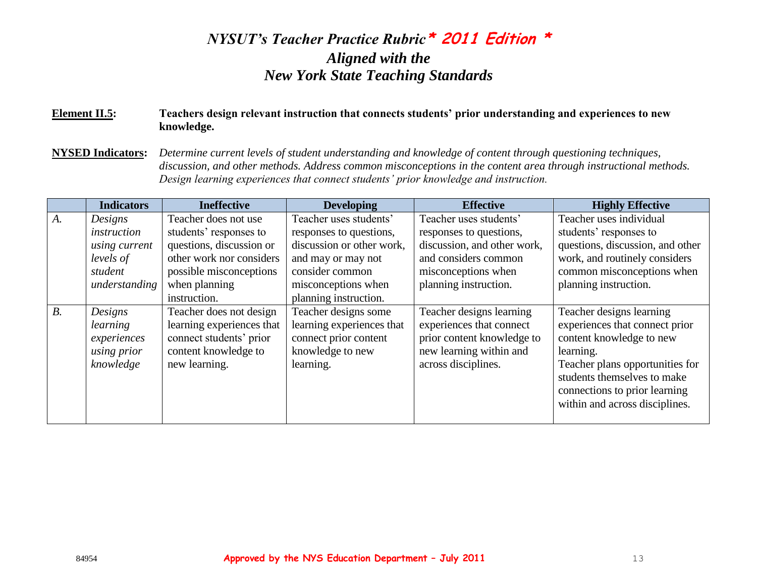# *NYSUT's Teacher Practice Rubric* * 2011 Edition *
## *Aligned with the New York State Teaching Standards*

**Element II.5:** **Teachers design relevant instruction that connects students' prior understanding and experiences to new knowledge.**

**NYSED Indicators:** *Determine current levels of student understanding and knowledge of content through questioning techniques, discussion, and other methods. Address common misconceptions in the content area through instructional methods. Design learning experiences that connect students' prior knowledge and instruction.*

| | Indicators | Ineffective | Developing | Effective | Highly Effective |
|---|---|---|---|---|---|
| *A.* | *Designs instruction using current levels of student understanding* | Teacher does not use students' responses to questions, discussion or other work nor considers possible misconceptions when planning instruction. | Teacher uses students' responses to questions, discussion or other work, and may or may not consider common misconceptions when planning instruction. | Teacher uses students' responses to questions, discussion, and other work, and considers common misconceptions when planning instruction. | Teacher uses individual students' responses to questions, discussion, and other work, and routinely considers common misconceptions when planning instruction. |
| *B.* | *Designs learning experiences using prior knowledge* | Teacher does not design learning experiences that connect students' prior content knowledge to new learning. | Teacher designs some learning experiences that connect prior content knowledge to new learning. | Teacher designs learning experiences that connect prior content knowledge to new learning within and across disciplines. | Teacher designs learning experiences that connect prior content knowledge to new learning. Teacher plans opportunities for students themselves to make connections to prior learning within and across disciplines. |

84954 Approved by the NYS Education Department – July 2011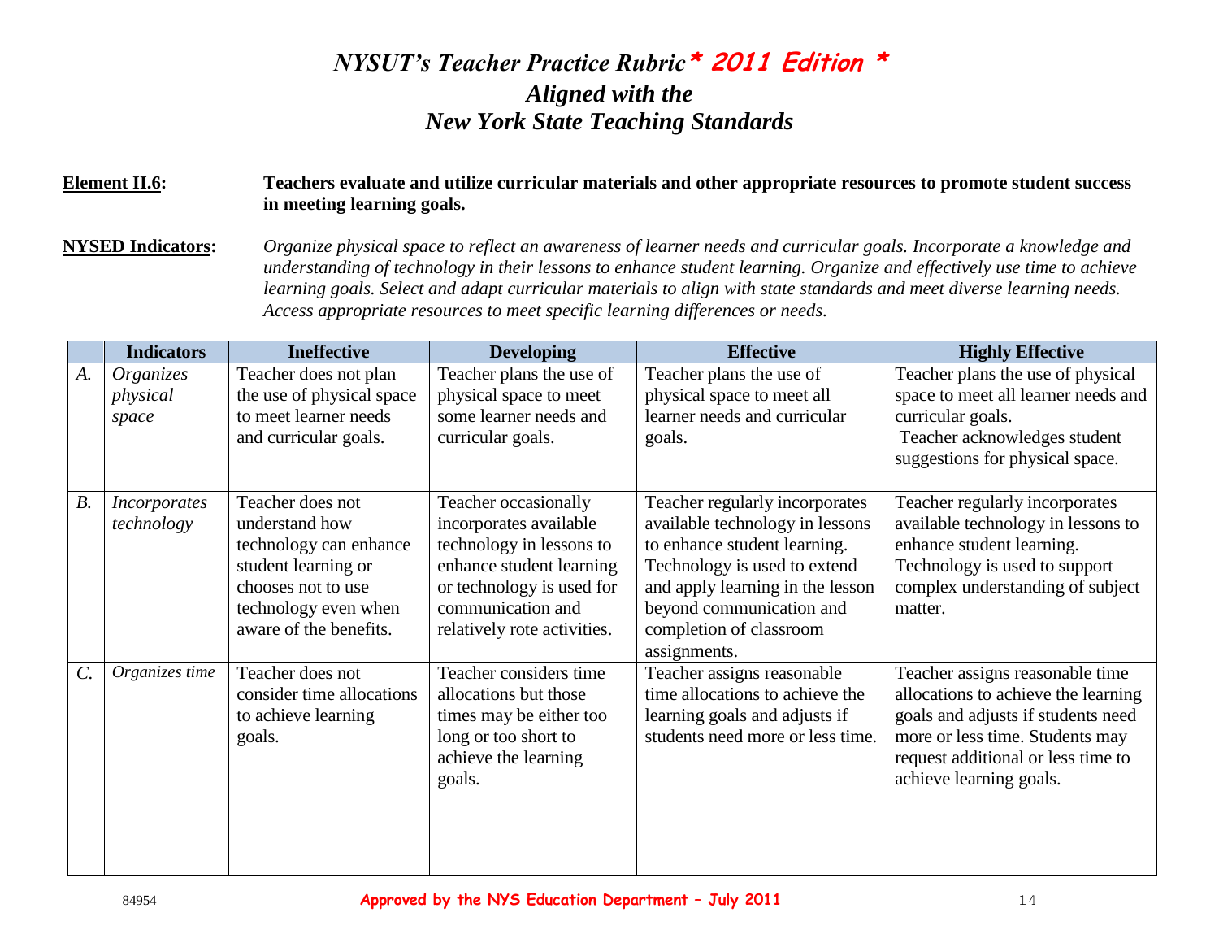# *NYSUT's Teacher Practice Rubric* * 2011 Edition *
## *Aligned with the New York State Teaching Standards*

**Element II.6:** **Teachers evaluate and utilize curricular materials and other appropriate resources to promote student success in meeting learning goals.**

**NYSED Indicators:** *Organize physical space to reflect an awareness of learner needs and curricular goals. Incorporate a knowledge and understanding of technology in their lessons to enhance student learning. Organize and effectively use time to achieve learning goals. Select and adapt curricular materials to align with state standards and meet diverse learning needs. Access appropriate resources to meet specific learning differences or needs.*

| | Indicators | Ineffective | Developing | Effective | Highly Effective |
|---|---|---|---|---|---|
| *A.* | *Organizes physical space* | Teacher does not plan the use of physical space to meet learner needs and curricular goals. | Teacher plans the use of physical space to meet some learner needs and curricular goals. | Teacher plans the use of physical space to meet all learner needs and curricular goals. | Teacher plans the use of physical space to meet all learner needs and curricular goals. Teacher acknowledges student suggestions for physical space. |
| *B.* | *Incorporates technology* | Teacher does not understand how technology can enhance student learning or chooses not to use technology even when aware of the benefits. | Teacher occasionally incorporates available technology in lessons to enhance student learning or technology is used for communication and relatively rote activities. | Teacher regularly incorporates available technology in lessons to enhance student learning. Technology is used to extend and apply learning in the lesson beyond communication and completion of classroom assignments. | Teacher regularly incorporates available technology in lessons to enhance student learning. Technology is used to support complex understanding of subject matter. |
| *C.* | *Organizes time* | Teacher does not consider time allocations to achieve learning goals. | Teacher considers time allocations but those times may be either too long or too short to achieve the learning goals. | Teacher assigns reasonable time allocations to achieve the learning goals and adjusts if students need more or less time. | Teacher assigns reasonable time allocations to achieve the learning goals and adjusts if students need more or less time. Students may request additional or less time to achieve learning goals. |

84954 **Approved by the NYS Education Department – July 2011**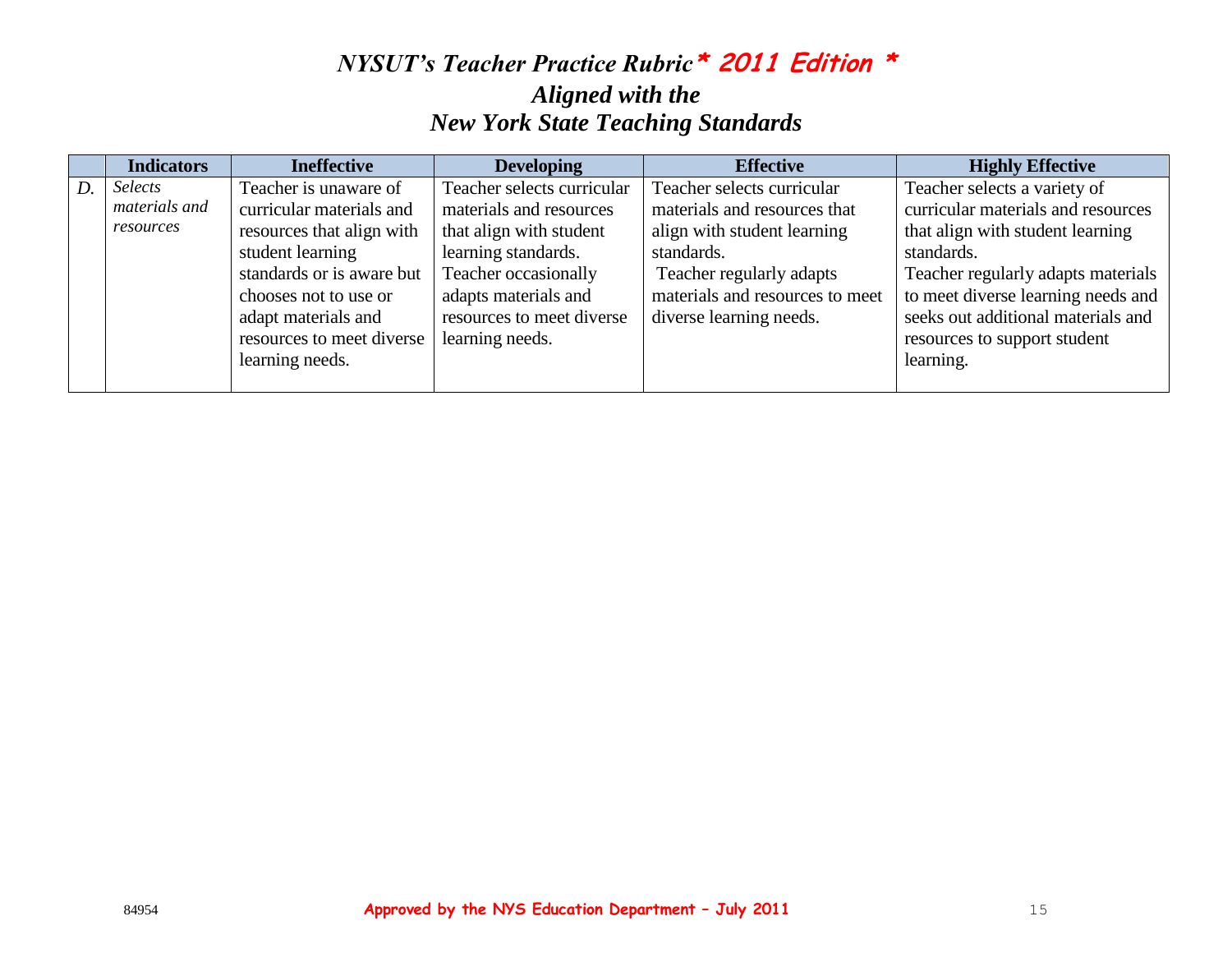# *NYSUT's Teacher Practice Rubric* * 2011 Edition *
## *Aligned with the New York State Teaching Standards*

| | Indicators | Ineffective | Developing | Effective | Highly Effective |
|---|---|---|---|---|---|
| *D.* | *Selects materials and resources* | Teacher is unaware of curricular materials and resources that align with student learning standards or is aware but chooses not to use or adapt materials and resources to meet diverse learning needs. | Teacher selects curricular materials and resources that align with student learning standards. Teacher occasionally adapts materials and resources to meet diverse learning needs. | Teacher selects curricular materials and resources that align with student learning standards. Teacher regularly adapts materials and resources to meet diverse learning needs. | Teacher selects a variety of curricular materials and resources that align with student learning standards. Teacher regularly adapts materials to meet diverse learning needs and seeks out additional materials and resources to support student learning. |

84954 **Approved by the NYS Education Department – July 2011**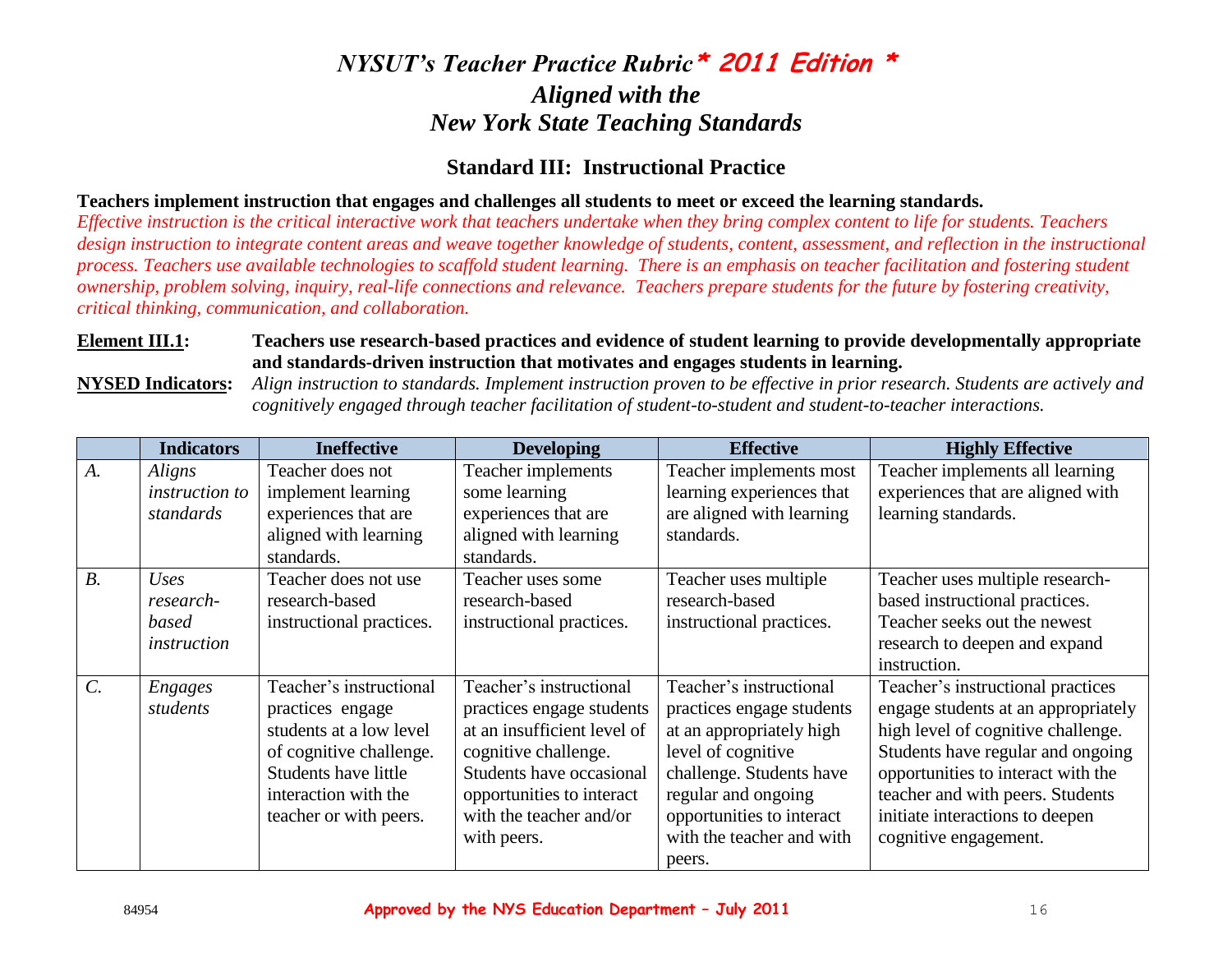# *NYSUT's Teacher Practice Rubric* * 2011 Edition *
## *Aligned with the*
## *New York State Teaching Standards*

### Standard III: Instructional Practice

**Teachers implement instruction that engages and challenges all students to meet or exceed the learning standards.**

*Effective instruction is the critical interactive work that teachers undertake when they bring complex content to life for students. Teachers design instruction to integrate content areas and weave together knowledge of students, content, assessment, and reflection in the instructional process. Teachers use available technologies to scaffold student learning. There is an emphasis on teacher facilitation and fostering student ownership, problem solving, inquiry, real-life connections and relevance. Teachers prepare students for the future by fostering creativity, critical thinking, communication, and collaboration.*

**Element III.1:** **Teachers use research-based practices and evidence of student learning to provide developmentally appropriate and standards-driven instruction that motivates and engages students in learning.**

**NYSED Indicators:** *Align instruction to standards. Implement instruction proven to be effective in prior research. Students are actively and cognitively engaged through teacher facilitation of student-to-student and student-to-teacher interactions.*

| | Indicators | Ineffective | Developing | Effective | Highly Effective |
|---|---|---|---|---|---|
| *A.* | *Aligns instruction to standards* | Teacher does not implement learning experiences that are aligned with learning standards. | Teacher implements some learning experiences that are aligned with learning standards. | Teacher implements most learning experiences that are aligned with learning standards. | Teacher implements all learning experiences that are aligned with learning standards. |
| *B.* | *Uses research-based instruction* | Teacher does not use research-based instructional practices. | Teacher uses some research-based instructional practices. | Teacher uses multiple research-based instructional practices. | Teacher uses multiple research-based instructional practices. Teacher seeks out the newest research to deepen and expand instruction. |
| *C.* | *Engages students* | Teacher's instructional practices engage students at a low level of cognitive challenge. Students have little interaction with the teacher or with peers. | Teacher's instructional practices engage students at an insufficient level of cognitive challenge. Students have occasional opportunities to interact with the teacher and/or with peers. | Teacher's instructional practices engage students at an appropriately high level of cognitive challenge. Students have regular and ongoing opportunities to interact with the teacher and with peers. | Teacher's instructional practices engage students at an appropriately high level of cognitive challenge. Students have regular and ongoing opportunities to interact with the teacher and with peers. Students initiate interactions to deepen cognitive engagement. |

84954 **Approved by the NYS Education Department – July 2011**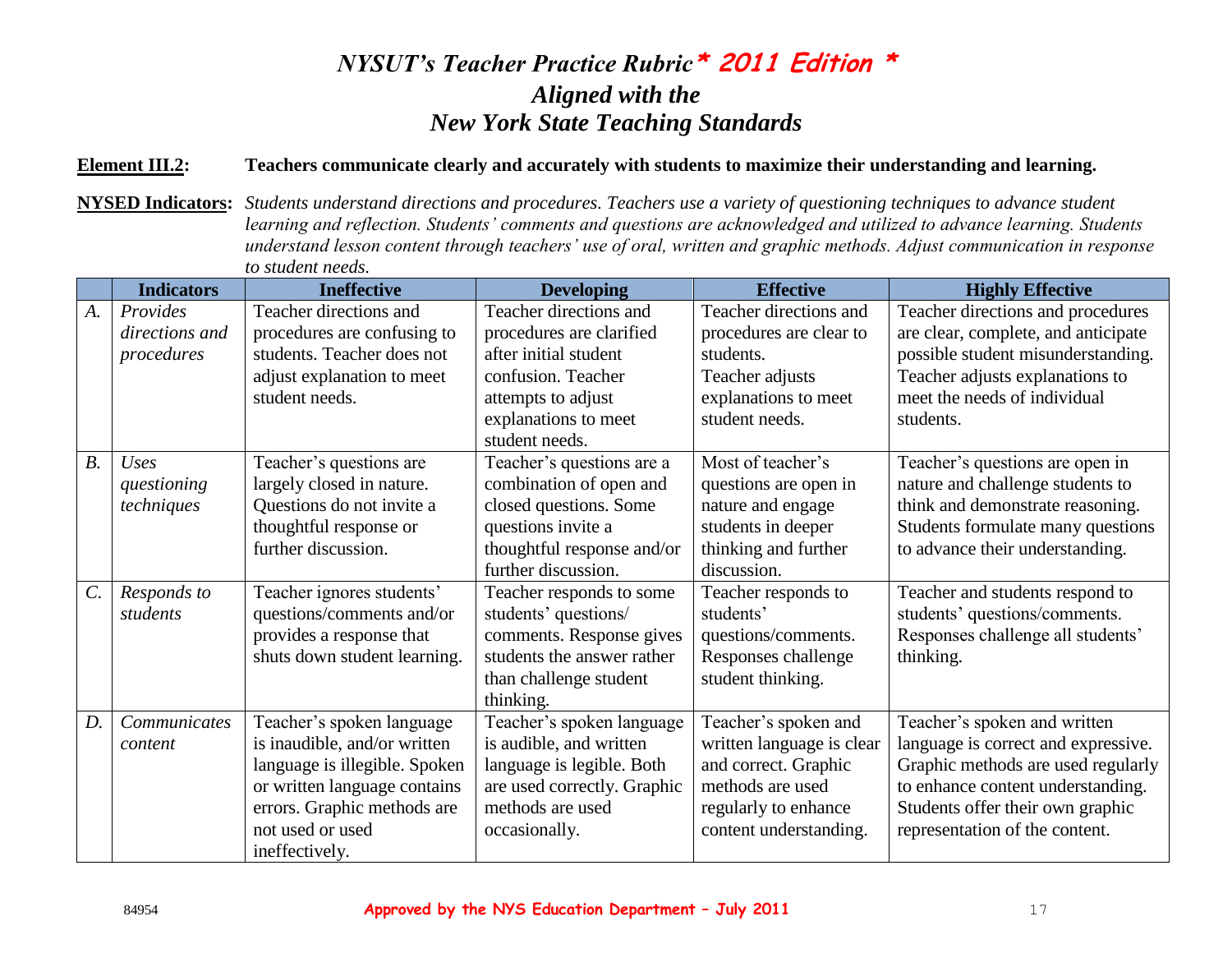# *NYSUT's Teacher Practice Rubric* * 2011 Edition *
## *Aligned with the New York State Teaching Standards*

**Element III.2:** **Teachers communicate clearly and accurately with students to maximize their understanding and learning.**

**NYSED Indicators:** *Students understand directions and procedures. Teachers use a variety of questioning techniques to advance student learning and reflection. Students' comments and questions are acknowledged and utilized to advance learning. Students understand lesson content through teachers' use of oral, written and graphic methods. Adjust communication in response to student needs.*

| | Indicators | Ineffective | Developing | Effective | Highly Effective |
|---|---|---|---|---|---|
| *A.* | *Provides directions and procedures* | Teacher directions and procedures are confusing to students. Teacher does not adjust explanation to meet student needs. | Teacher directions and procedures are clarified after initial student confusion. Teacher attempts to adjust explanations to meet student needs. | Teacher directions and procedures are clear to students. Teacher adjusts explanations to meet student needs. | Teacher directions and procedures are clear, complete, and anticipate possible student misunderstanding. Teacher adjusts explanations to meet the needs of individual students. |
| *B.* | *Uses questioning techniques* | Teacher's questions are largely closed in nature. Questions do not invite a thoughtful response or further discussion. | Teacher's questions are a combination of open and closed questions. Some questions invite a thoughtful response and/or further discussion. | Most of teacher's questions are open in nature and engage students in deeper thinking and further discussion. | Teacher's questions are open in nature and challenge students to think and demonstrate reasoning. Students formulate many questions to advance their understanding. |
| *C.* | *Responds to students* | Teacher ignores students' questions/comments and/or provides a response that shuts down student learning. | Teacher responds to some students' questions/ comments. Response gives students the answer rather than challenge student thinking. | Teacher responds to students' questions/comments. Responses challenge student thinking. | Teacher and students respond to students' questions/comments. Responses challenge all students' thinking. |
| *D.* | *Communicates content* | Teacher's spoken language is inaudible, and/or written language is illegible. Spoken or written language contains errors. Graphic methods are not used or used ineffectively. | Teacher's spoken language is audible, and written language is legible. Both are used correctly. Graphic methods are used occasionally. | Teacher's spoken and written language is clear and correct. Graphic methods are used regularly to enhance content understanding. | Teacher's spoken and written language is correct and expressive. Graphic methods are used regularly to enhance content understanding. Students offer their own graphic representation of the content. |

84954 **Approved by the NYS Education Department – July 2011**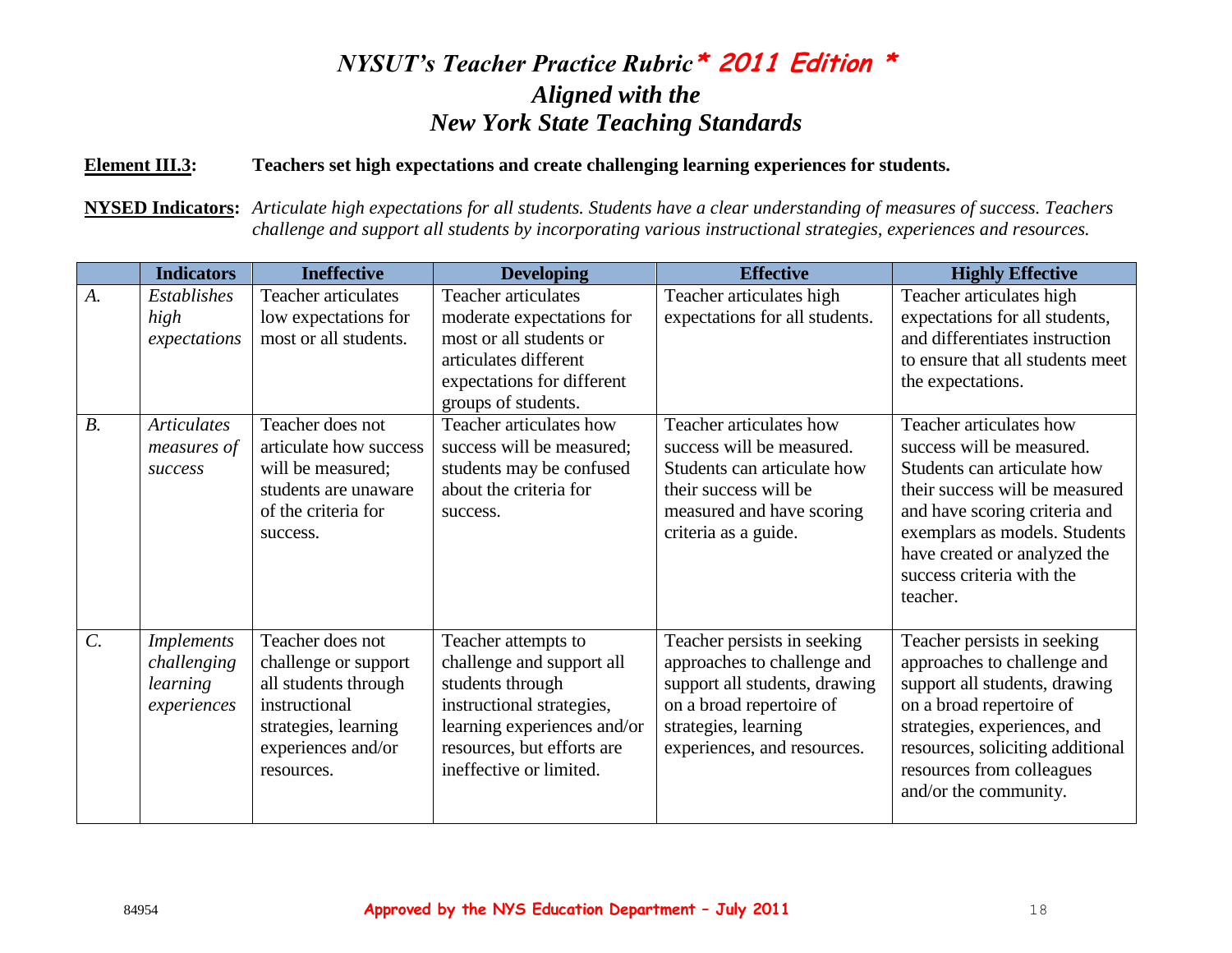# *NYSUT's Teacher Practice Rubric* * 2011 Edition *
## *Aligned with the New York State Teaching Standards*

**Element III.3:** **Teachers set high expectations and create challenging learning experiences for students.**

**NYSED Indicators:** *Articulate high expectations for all students. Students have a clear understanding of measures of success. Teachers challenge and support all students by incorporating various instructional strategies, experiences and resources.*

| | Indicators | Ineffective | Developing | Effective | Highly Effective |
|---|---|---|---|---|---|
| *A.* | *Establishes high expectations* | Teacher articulates low expectations for most or all students. | Teacher articulates moderate expectations for most or all students or articulates different expectations for different groups of students. | Teacher articulates high expectations for all students. | Teacher articulates high expectations for all students, and differentiates instruction to ensure that all students meet the expectations. |
| *B.* | *Articulates measures of success* | Teacher does not articulate how success will be measured; students are unaware of the criteria for success. | Teacher articulates how success will be measured; students may be confused about the criteria for success. | Teacher articulates how success will be measured. Students can articulate how their success will be measured and have scoring criteria as a guide. | Teacher articulates how success will be measured. Students can articulate how their success will be measured and have scoring criteria and exemplars as models. Students have created or analyzed the success criteria with the teacher. |
| *C.* | *Implements challenging learning experiences* | Teacher does not challenge or support all students through instructional strategies, learning experiences and/or resources. | Teacher attempts to challenge and support all students through instructional strategies, learning experiences and/or resources, but efforts are ineffective or limited. | Teacher persists in seeking approaches to challenge and support all students, drawing on a broad repertoire of strategies, learning experiences, and resources. | Teacher persists in seeking approaches to challenge and support all students, drawing on a broad repertoire of strategies, experiences, and resources, soliciting additional resources from colleagues and/or the community. |

84954 **Approved by the NYS Education Department – July 2011**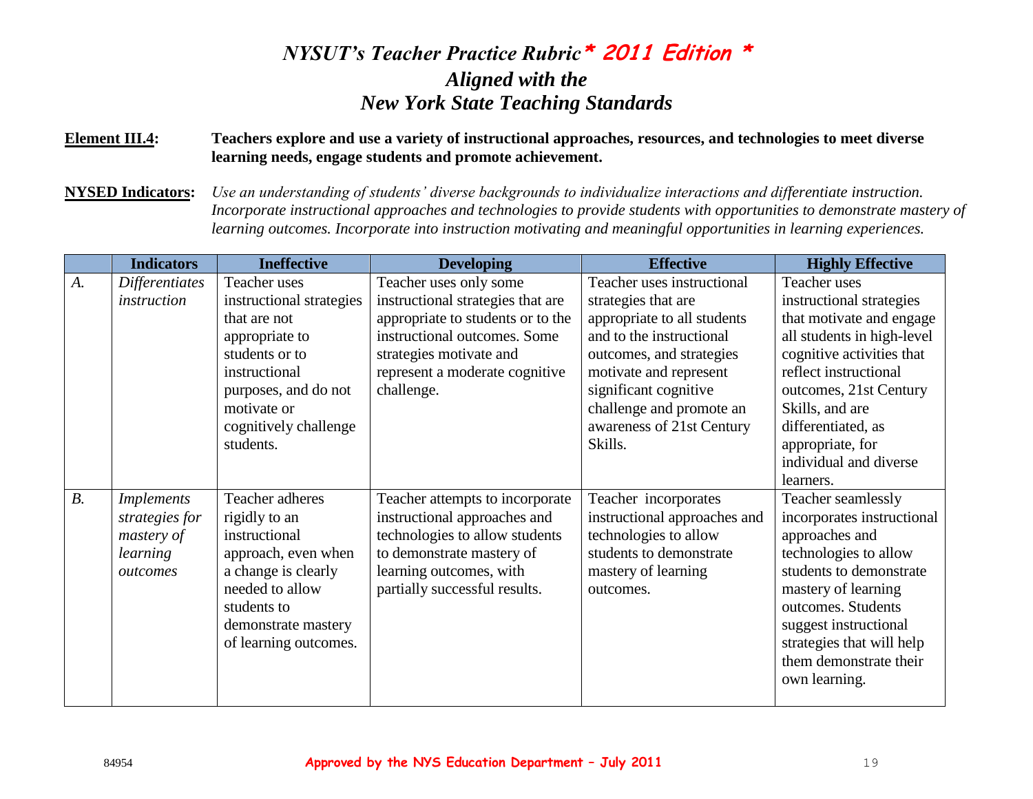# *NYSUT's Teacher Practice Rubric* * 2011 Edition *
## *Aligned with the New York State Teaching Standards*

**Element III.4:** **Teachers explore and use a variety of instructional approaches, resources, and technologies to meet diverse learning needs, engage students and promote achievement.**

**NYSED Indicators:** *Use an understanding of students' diverse backgrounds to individualize interactions and differentiate instruction. Incorporate instructional approaches and technologies to provide students with opportunities to demonstrate mastery of learning outcomes. Incorporate into instruction motivating and meaningful opportunities in learning experiences.*

| | Indicators | Ineffective | Developing | Effective | Highly Effective |
|---|---|---|---|---|---|
| *A.* | *Differentiates instruction* | Teacher uses instructional strategies that are not appropriate to students or to instructional purposes, and do not motivate or cognitively challenge students. | Teacher uses only some instructional strategies that are appropriate to students or to the instructional outcomes. Some strategies motivate and represent a moderate cognitive challenge. | Teacher uses instructional strategies that are appropriate to all students and to the instructional outcomes, and strategies motivate and represent significant cognitive challenge and promote an awareness of 21st Century Skills. | Teacher uses instructional strategies that motivate and engage all students in high-level cognitive activities that reflect instructional outcomes, 21st Century Skills, and are differentiated, as appropriate, for individual and diverse learners. |
| *B.* | *Implements strategies for mastery of learning outcomes* | Teacher adheres rigidly to an instructional approach, even when a change is clearly needed to allow students to demonstrate mastery of learning outcomes. | Teacher attempts to incorporate instructional approaches and technologies to allow students to demonstrate mastery of learning outcomes, with partially successful results. | Teacher incorporates instructional approaches and technologies to allow students to demonstrate mastery of learning outcomes. | Teacher seamlessly incorporates instructional approaches and technologies to allow students to demonstrate mastery of learning outcomes. Students suggest instructional strategies that will help them demonstrate their own learning. |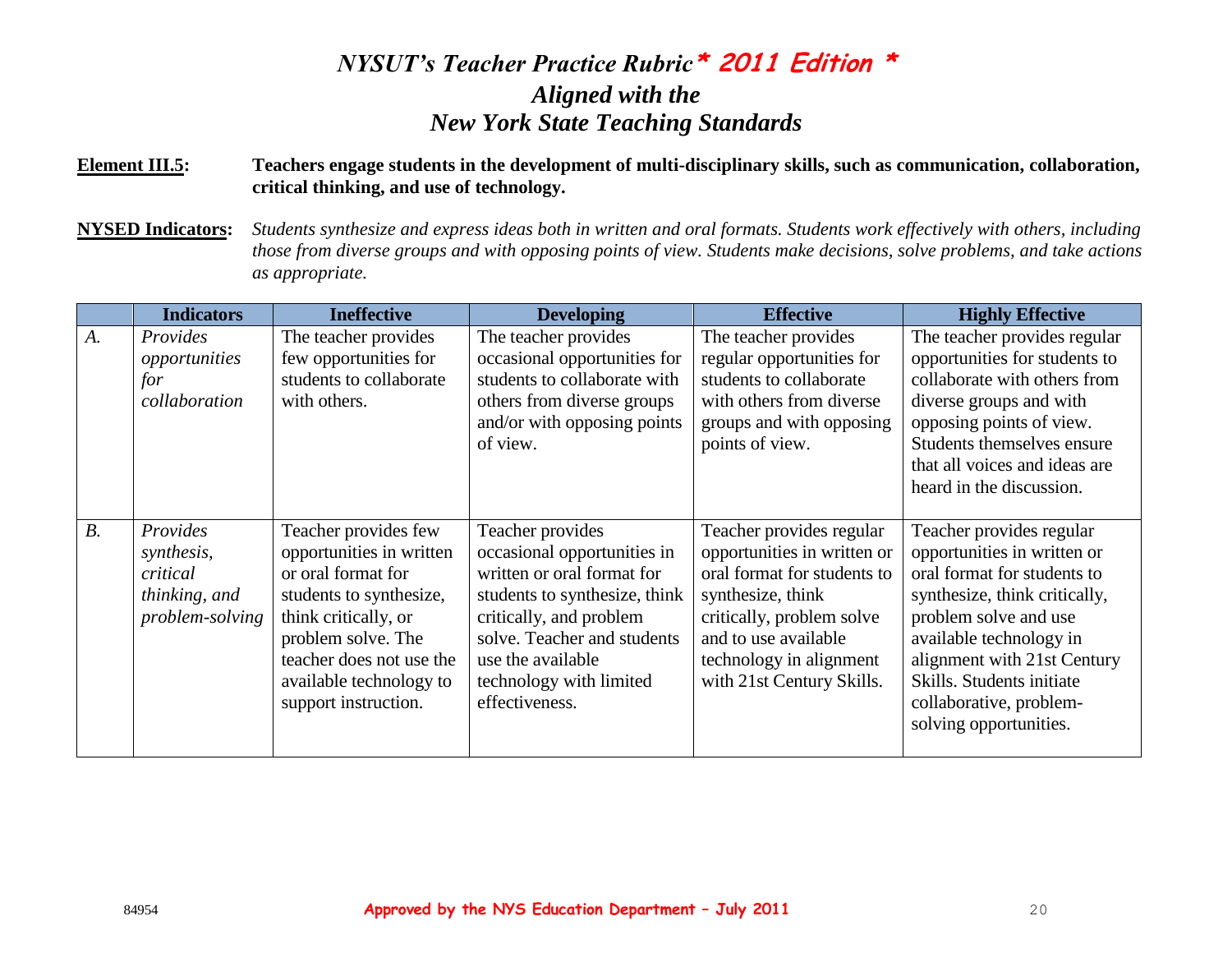# *NYSUT's Teacher Practice Rubric* * 2011 Edition *
## *Aligned with the*
## *New York State Teaching Standards*

**Element III.5:** **Teachers engage students in the development of multi-disciplinary skills, such as communication, collaboration, critical thinking, and use of technology.**

**NYSED Indicators:** *Students synthesize and express ideas both in written and oral formats. Students work effectively with others, including those from diverse groups and with opposing points of view. Students make decisions, solve problems, and take actions as appropriate.*

| | Indicators | Ineffective | Developing | Effective | Highly Effective |
|---|---|---|---|---|---|
| *A.* | *Provides opportunities for collaboration* | The teacher provides few opportunities for students to collaborate with others. | The teacher provides occasional opportunities for students to collaborate with others from diverse groups and/or with opposing points of view. | The teacher provides regular opportunities for students to collaborate with others from diverse groups and with opposing points of view. | The teacher provides regular opportunities for students to collaborate with others from diverse groups and with opposing points of view. Students themselves ensure that all voices and ideas are heard in the discussion. |
| *B.* | *Provides synthesis, critical thinking, and problem-solving* | Teacher provides few opportunities in written or oral format for students to synthesize, think critically, or problem solve. The teacher does not use the available technology to support instruction. | Teacher provides occasional opportunities in written or oral format for students to synthesize, think critically, and problem solve. Teacher and students use the available technology with limited effectiveness. | Teacher provides regular opportunities in written or oral format for students to synthesize, think critically, problem solve and to use available technology in alignment with 21st Century Skills. | Teacher provides regular opportunities in written or oral format for students to synthesize, think critically, problem solve and use available technology in alignment with 21st Century Skills. Students initiate collaborative, problem-solving opportunities. |

84954 **Approved by the NYS Education Department – July 2011**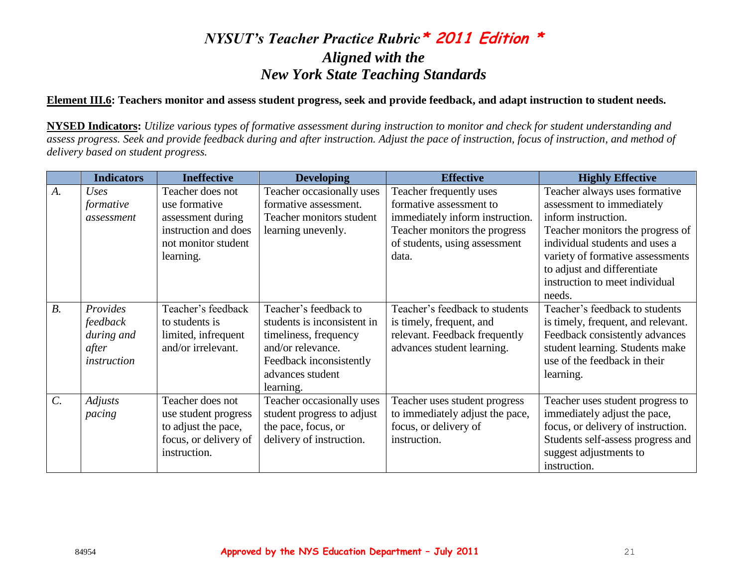# *NYSUT's Teacher Practice Rubric* \* 2011 Edition \*
## *Aligned with the New York State Teaching Standards*

**Element III.6: Teachers monitor and assess student progress, seek and provide feedback, and adapt instruction to student needs.**

**NYSED Indicators:** *Utilize various types of formative assessment during instruction to monitor and check for student understanding and assess progress. Seek and provide feedback during and after instruction. Adjust the pace of instruction, focus of instruction, and method of delivery based on student progress.*

| | Indicators | Ineffective | Developing | Effective | Highly Effective |
|---|---|---|---|---|---|
| *A.* | *Uses formative assessment* | Teacher does not use formative assessment during instruction and does not monitor student learning. | Teacher occasionally uses formative assessment. Teacher monitors student learning unevenly. | Teacher frequently uses formative assessment to immediately inform instruction. Teacher monitors the progress of students, using assessment data. | Teacher always uses formative assessment to immediately inform instruction. Teacher monitors the progress of individual students and uses a variety of formative assessments to adjust and differentiate instruction to meet individual needs. |
| *B.* | *Provides feedback during and after instruction* | Teacher's feedback to students is limited, infrequent and/or irrelevant. | Teacher's feedback to students is inconsistent in timeliness, frequency and/or relevance. Feedback inconsistently advances student learning. | Teacher's feedback to students is timely, frequent, and relevant. Feedback frequently advances student learning. | Teacher's feedback to students is timely, frequent, and relevant. Feedback consistently advances student learning. Students make use of the feedback in their learning. |
| *C.* | *Adjusts pacing* | Teacher does not use student progress to adjust the pace, focus, or delivery of instruction. | Teacher occasionally uses student progress to adjust the pace, focus, or delivery of instruction. | Teacher uses student progress to immediately adjust the pace, focus, or delivery of instruction. | Teacher uses student progress to immediately adjust the pace, focus, or delivery of instruction. Students self-assess progress and suggest adjustments to instruction. |

84954 **Approved by the NYS Education Department – July 2011**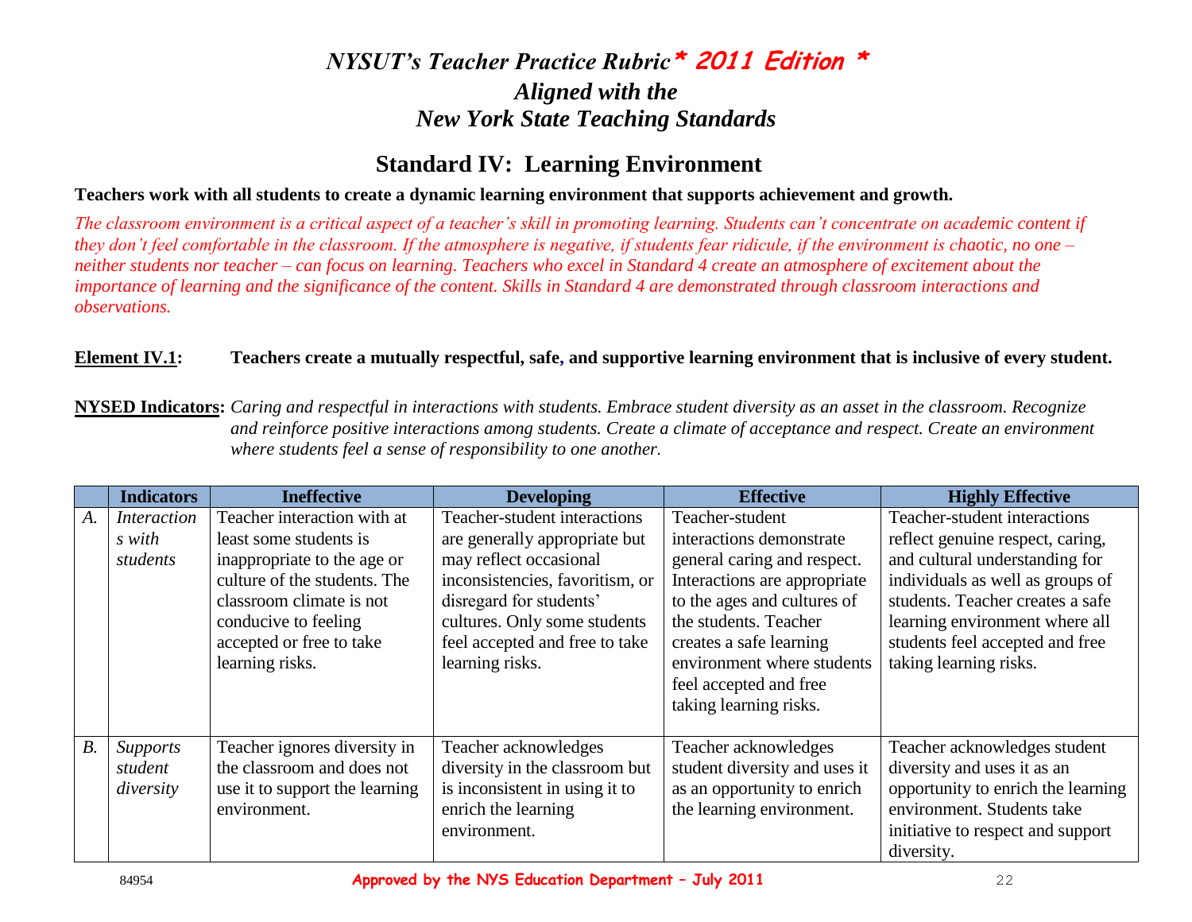# *NYSUT's Teacher Practice Rubric* * 2011 Edition *

## *Aligned with the New York State Teaching Standards*

## Standard IV: Learning Environment

**Teachers work with all students to create a dynamic learning environment that supports achievement and growth.**

*The classroom environment is a critical aspect of a teacher's skill in promoting learning. Students can't concentrate on academic content if they don't feel comfortable in the classroom. If the atmosphere is negative, if students fear ridicule, if the environment is chaotic, no one – neither students nor teacher – can focus on learning. Teachers who excel in Standard 4 create an atmosphere of excitement about the importance of learning and the significance of the content. Skills in Standard 4 are demonstrated through classroom interactions and observations.*

**Element IV.1: Teachers create a mutually respectful, safe, and supportive learning environment that is inclusive of every student.**

**NYSED Indicators:** *Caring and respectful in interactions with students. Embrace student diversity as an asset in the classroom. Recognize and reinforce positive interactions among students. Create a climate of acceptance and respect. Create an environment where students feel a sense of responsibility to one another.*

| | Indicators | Ineffective | Developing | Effective | Highly Effective |
|---|---|---|---|---|---|
| *A.* | *Interactions with students* | Teacher interaction with at least some students is inappropriate to the age or culture of the students. The classroom climate is not conducive to feeling accepted or free to take learning risks. | Teacher-student interactions are generally appropriate but may reflect occasional inconsistencies, favoritism, or disregard for students' cultures. Only some students feel accepted and free to take learning risks. | Teacher-student interactions demonstrate general caring and respect. Interactions are appropriate to the ages and cultures of the students. Teacher creates a safe learning environment where students feel accepted and free taking learning risks. | Teacher-student interactions reflect genuine respect, caring, and cultural understanding for individuals as well as groups of students. Teacher creates a safe learning environment where all students feel accepted and free taking learning risks. |
| *B.* | *Supports student diversity* | Teacher ignores diversity in the classroom and does not use it to support the learning environment. | Teacher acknowledges diversity in the classroom but is inconsistent in using it to enrich the learning environment. | Teacher acknowledges student diversity and uses it as an opportunity to enrich the learning environment. | Teacher acknowledges student diversity and uses it as an opportunity to enrich the learning environment. Students take initiative to respect and support diversity. |

84954 **Approved by the NYS Education Department – July 2011**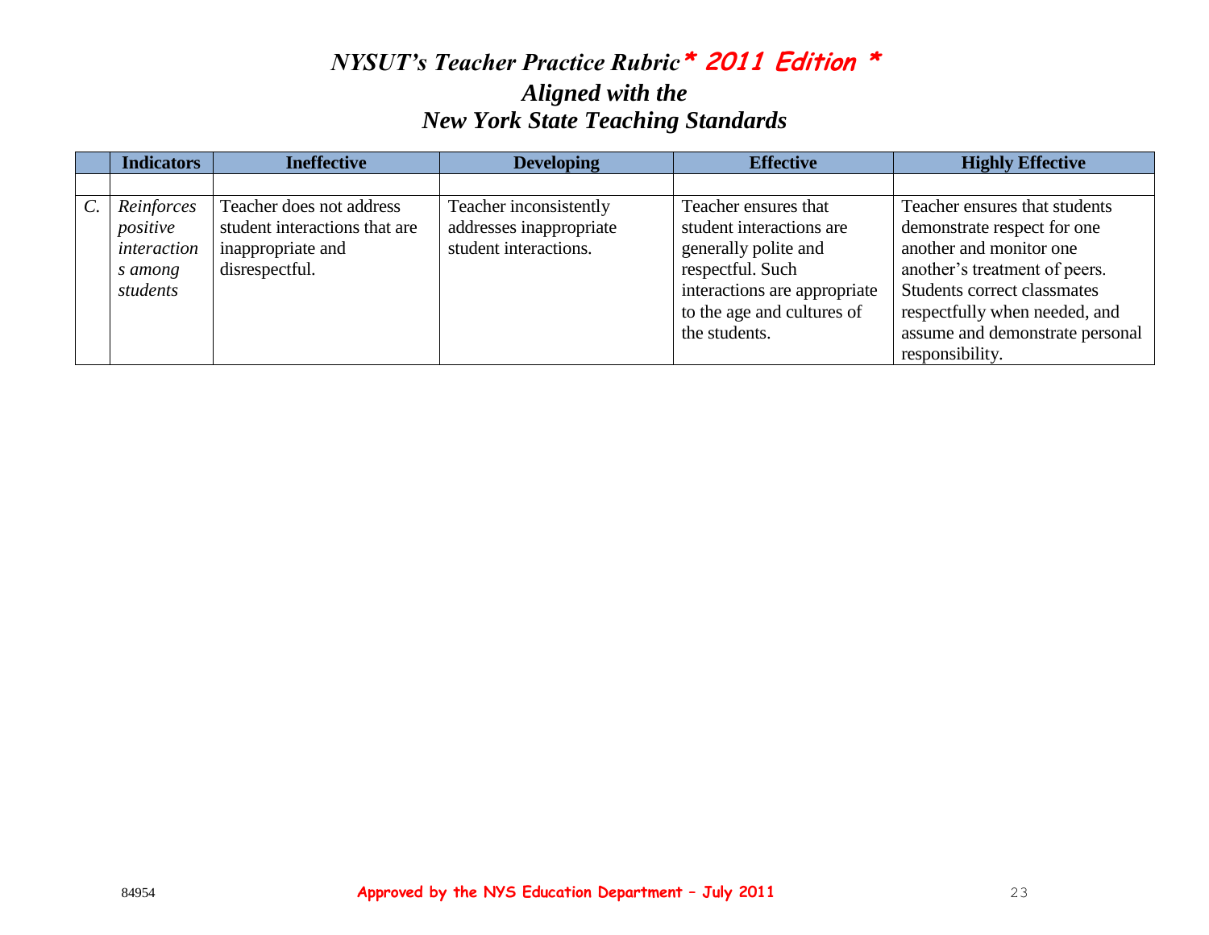# *NYSUT's Teacher Practice Rubric* * 2011 Edition *

## *Aligned with the New York State Teaching Standards*

| | Indicators | Ineffective | Developing | Effective | Highly Effective |
|---|---|---|---|---|---|
| | | | | | |
| *C.* | *Reinforces positive interactions among students* | Teacher does not address student interactions that are inappropriate and disrespectful. | Teacher inconsistently addresses inappropriate student interactions. | Teacher ensures that student interactions are generally polite and respectful. Such interactions are appropriate to the age and cultures of the students. | Teacher ensures that students demonstrate respect for one another and monitor one another's treatment of peers. Students correct classmates respectfully when needed, and assume and demonstrate personal responsibility. |

84954 **Approved by the NYS Education Department – July 2011**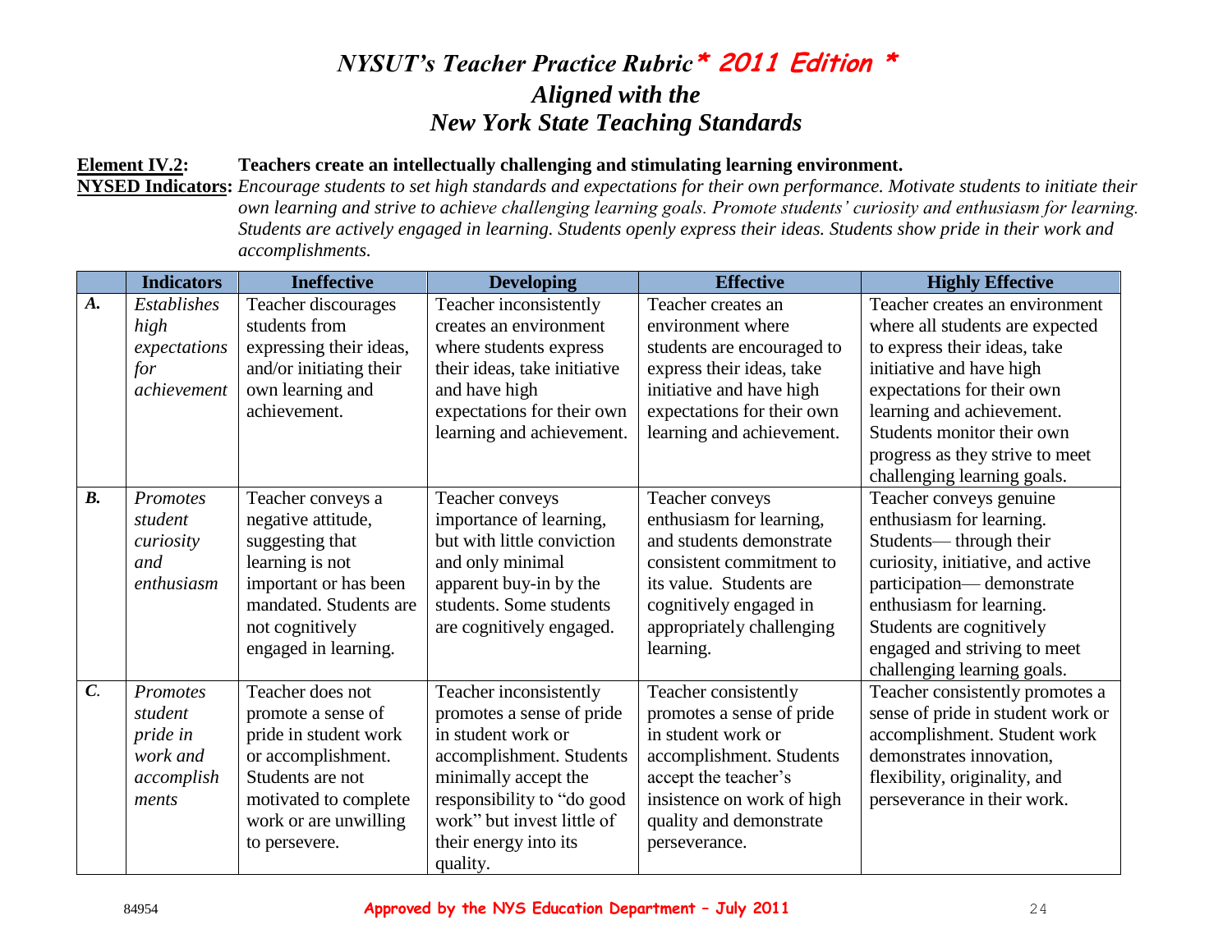# *NYSUT's Teacher Practice Rubric* * 2011 Edition *
## *Aligned with the New York State Teaching Standards*

**Element IV.2:** **Teachers create an intellectually challenging and stimulating learning environment.**

**NYSED Indicators:** *Encourage students to set high standards and expectations for their own performance. Motivate students to initiate their own learning and strive to achieve challenging learning goals. Promote students' curiosity and enthusiasm for learning. Students are actively engaged in learning. Students openly express their ideas. Students show pride in their work and accomplishments.*

| | Indicators | Ineffective | Developing | Effective | Highly Effective |
|---|---|---|---|---|---|
| ***A.*** | *Establishes high expectations for achievement* | Teacher discourages students from expressing their ideas, and/or initiating their own learning and achievement. | Teacher inconsistently creates an environment where students express their ideas, take initiative and have high expectations for their own learning and achievement. | Teacher creates an environment where students are encouraged to express their ideas, take initiative and have high expectations for their own learning and achievement. | Teacher creates an environment where all students are expected to express their ideas, take initiative and have high expectations for their own learning and achievement. Students monitor their own progress as they strive to meet challenging learning goals. |
| ***B.*** | *Promotes student curiosity and enthusiasm* | Teacher conveys a negative attitude, suggesting that learning is not important or has been mandated. Students are not cognitively engaged in learning. | Teacher conveys importance of learning, but with little conviction and only minimal apparent buy-in by the students. Some students are cognitively engaged. | Teacher conveys enthusiasm for learning, and students demonstrate consistent commitment to its value. Students are cognitively engaged in appropriately challenging learning. | Teacher conveys genuine enthusiasm for learning. Students— through their curiosity, initiative, and active participation— demonstrate enthusiasm for learning. Students are cognitively engaged and striving to meet challenging learning goals. |
| ***C.*** | *Promotes student pride in work and accomplishments* | Teacher does not promote a sense of pride in student work or accomplishment. Students are not motivated to complete work or are unwilling to persevere. | Teacher inconsistently promotes a sense of pride in student work or accomplishment. Students minimally accept the responsibility to "do good work" but invest little of their energy into its quality. | Teacher consistently promotes a sense of pride in student work or accomplishment. Students accept the teacher's insistence on work of high quality and demonstrate perseverance. | Teacher consistently promotes a sense of pride in student work or accomplishment. Student work demonstrates innovation, flexibility, originality, and perseverance in their work. |

84954 **Approved by the NYS Education Department – July 2011**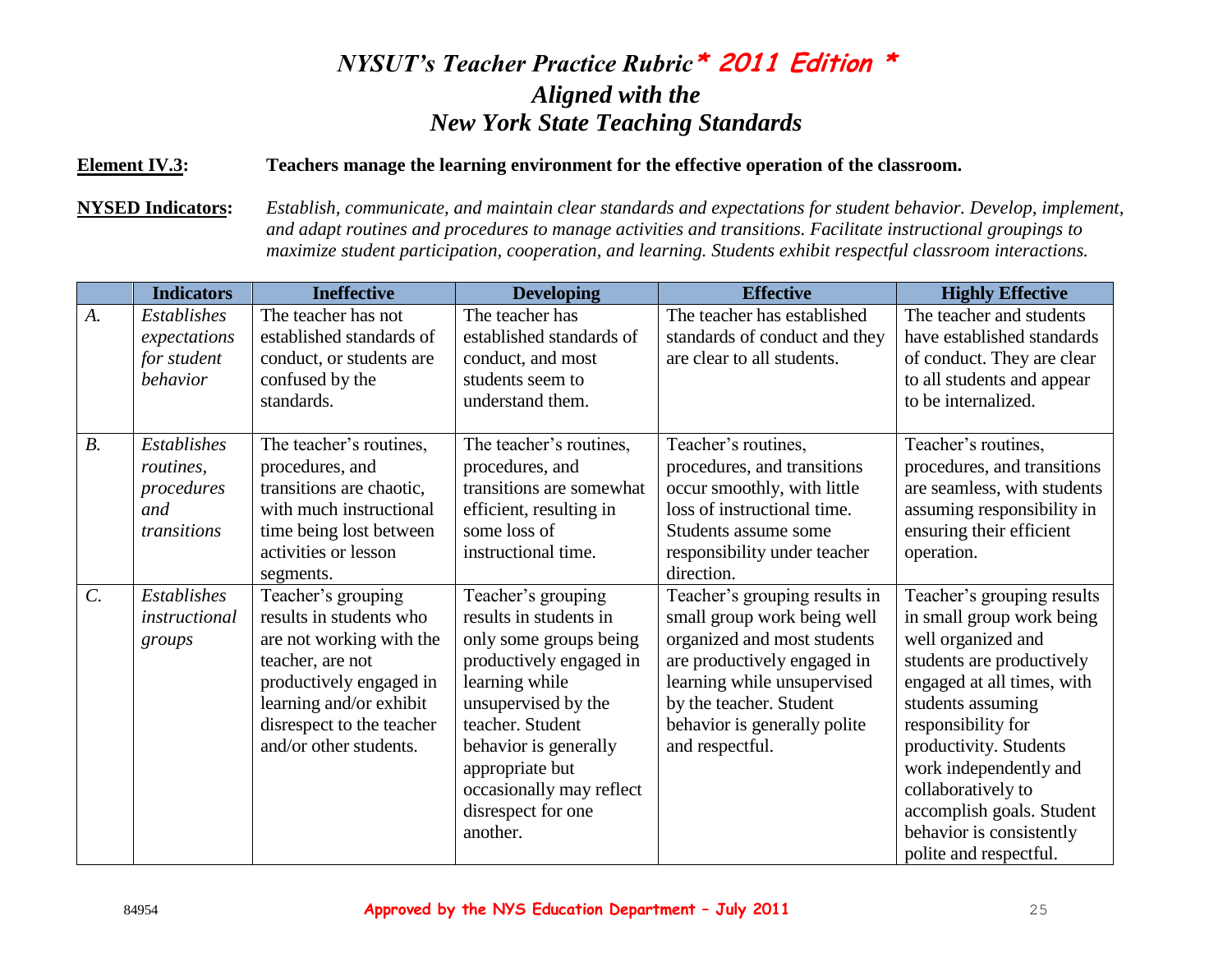# *NYSUT's Teacher Practice Rubric* **\* 2011 Edition \***
## *Aligned with the New York State Teaching Standards*

**Element IV.3:** **Teachers manage the learning environment for the effective operation of the classroom.**

**NYSED Indicators:** *Establish, communicate, and maintain clear standards and expectations for student behavior. Develop, implement, and adapt routines and procedures to manage activities and transitions. Facilitate instructional groupings to maximize student participation, cooperation, and learning. Students exhibit respectful classroom interactions.*

| | Indicators | Ineffective | Developing | Effective | Highly Effective |
|---|---|---|---|---|---|
| *A.* | *Establishes expectations for student behavior* | The teacher has not established standards of conduct, or students are confused by the standards. | The teacher has established standards of conduct, and most students seem to understand them. | The teacher has established standards of conduct and they are clear to all students. | The teacher and students have established standards of conduct. They are clear to all students and appear to be internalized. |
| *B.* | *Establishes routines, procedures and transitions* | The teacher's routines, procedures, and transitions are chaotic, with much instructional time being lost between activities or lesson segments. | The teacher's routines, procedures, and transitions are somewhat efficient, resulting in some loss of instructional time. | Teacher's routines, procedures, and transitions occur smoothly, with little loss of instructional time. Students assume some responsibility under teacher direction. | Teacher's routines, procedures, and transitions are seamless, with students assuming responsibility in ensuring their efficient operation. |
| *C.* | *Establishes instructional groups* | Teacher's grouping results in students who are not working with the teacher, are not productively engaged in learning and/or exhibit disrespect to the teacher and/or other students. | Teacher's grouping results in students in only some groups being productively engaged in learning while unsupervised by the teacher. Student behavior is generally appropriate but occasionally may reflect disrespect for one another. | Teacher's grouping results in small group work being well organized and most students are productively engaged in learning while unsupervised by the teacher. Student behavior is generally polite and respectful. | Teacher's grouping results in small group work being well organized and students are productively engaged at all times, with students assuming responsibility for productivity. Students work independently and collaboratively to accomplish goals. Student behavior is consistently polite and respectful. |

84954 **Approved by the NYS Education Department – July 2011**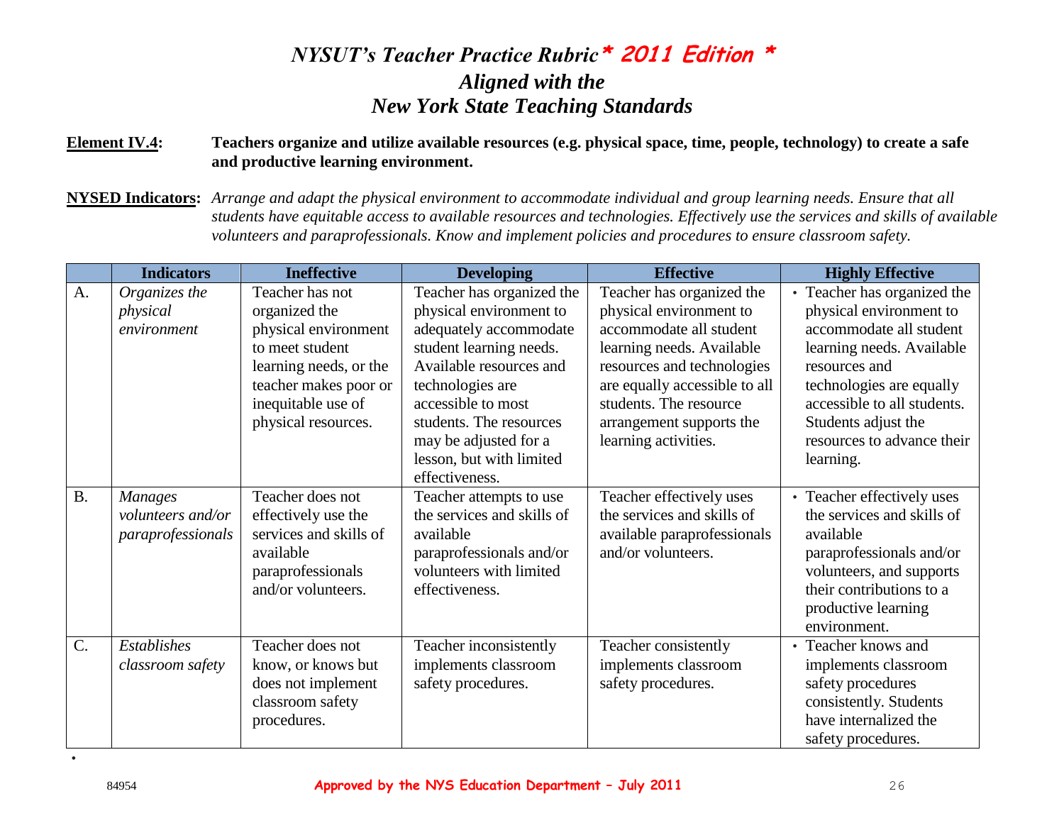# *NYSUT's Teacher Practice Rubric* *** 2011 Edition ***
## *Aligned with the New York State Teaching Standards*

**Element IV.4:** **Teachers organize and utilize available resources (e.g. physical space, time, people, technology) to create a safe and productive learning environment.**

**NYSED Indicators:** *Arrange and adapt the physical environment to accommodate individual and group learning needs. Ensure that all students have equitable access to available resources and technologies. Effectively use the services and skills of available volunteers and paraprofessionals. Know and implement policies and procedures to ensure classroom safety.*

| | Indicators | Ineffective | Developing | Effective | Highly Effective |
|---|---|---|---|---|---|
| A. | *Organizes the physical environment* | Teacher has not organized the physical environment to meet student learning needs, or the teacher makes poor or inequitable use of physical resources. | Teacher has organized the physical environment to adequately accommodate student learning needs. Available resources and technologies are accessible to most students. The resources may be adjusted for a lesson, but with limited effectiveness. | Teacher has organized the physical environment to accommodate all student learning needs. Available resources and technologies are equally accessible to all students. The resource arrangement supports the learning activities. | • Teacher has organized the physical environment to accommodate all student learning needs. Available resources and technologies are equally accessible to all students. Students adjust the resources to advance their learning. |
| B. | *Manages volunteers and/or paraprofessionals* | Teacher does not effectively use the services and skills of available paraprofessionals and/or volunteers. | Teacher attempts to use the services and skills of available paraprofessionals and/or volunteers with limited effectiveness. | Teacher effectively uses the services and skills of available paraprofessionals and/or volunteers. | • Teacher effectively uses the services and skills of available paraprofessionals and/or volunteers, and supports their contributions to a productive learning environment. |
| C. | *Establishes classroom safety* | Teacher does not know, or knows but does not implement classroom safety procedures. | Teacher inconsistently implements classroom safety procedures. | Teacher consistently implements classroom safety procedures. | • Teacher knows and implements classroom safety procedures consistently. Students have internalized the safety procedures. |

84954 **Approved by the NYS Education Department – July 2011**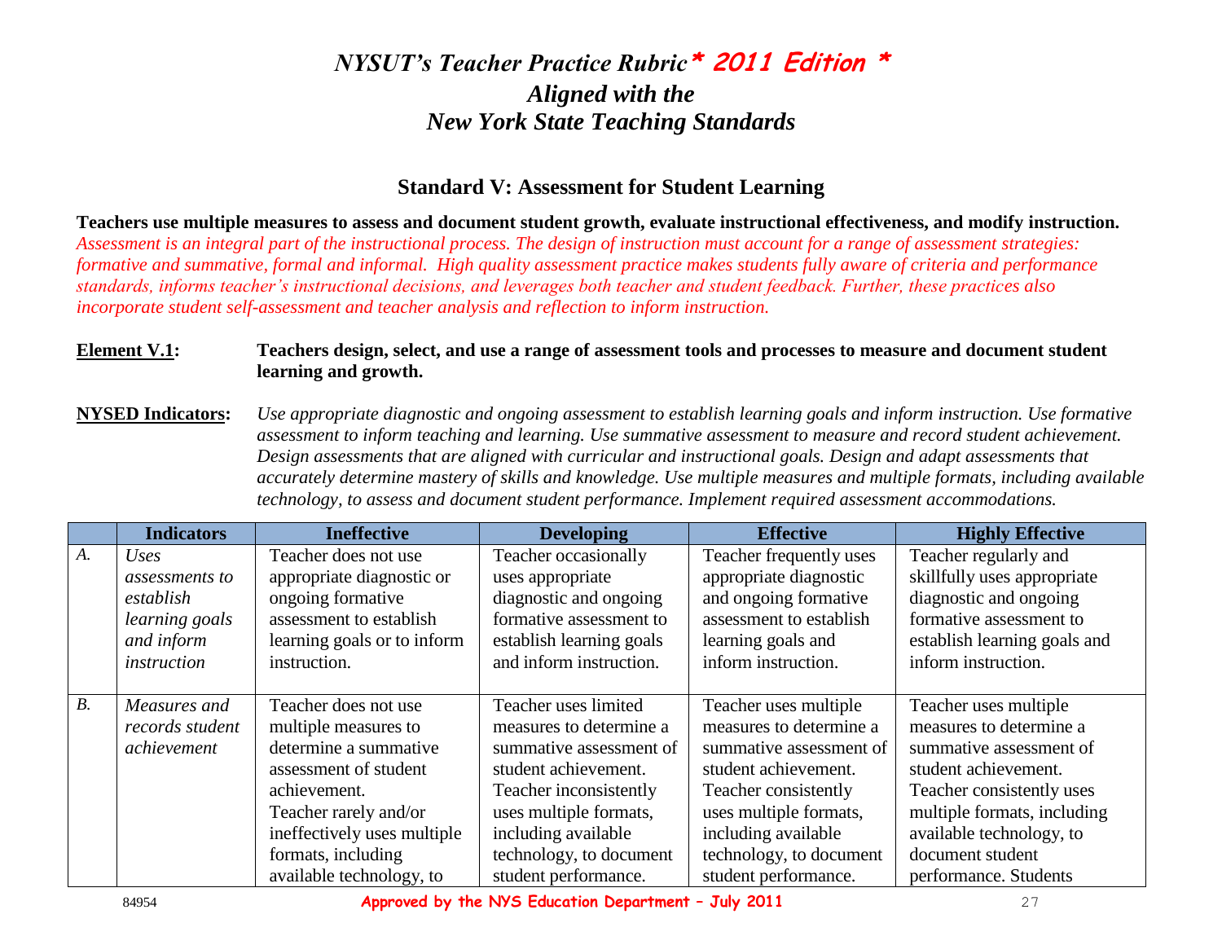# *NYSUT's Teacher Practice Rubric* * 2011 Edition *
## *Aligned with the*
## *New York State Teaching Standards*

### Standard V: Assessment for Student Learning

**Teachers use multiple measures to assess and document student growth, evaluate instructional effectiveness, and modify instruction.**
*Assessment is an integral part of the instructional process. The design of instruction must account for a range of assessment strategies: formative and summative, formal and informal. High quality assessment practice makes students fully aware of criteria and performance standards, informs teacher's instructional decisions, and leverages both teacher and student feedback. Further, these practices also incorporate student self-assessment and teacher analysis and reflection to inform instruction.*

**Element V.1:** **Teachers design, select, and use a range of assessment tools and processes to measure and document student learning and growth.**

**NYSED Indicators:** *Use appropriate diagnostic and ongoing assessment to establish learning goals and inform instruction. Use formative assessment to inform teaching and learning. Use summative assessment to measure and record student achievement. Design assessments that are aligned with curricular and instructional goals. Design and adapt assessments that accurately determine mastery of skills and knowledge. Use multiple measures and multiple formats, including available technology, to assess and document student performance. Implement required assessment accommodations.*

| | Indicators | Ineffective | Developing | Effective | Highly Effective |
|---|---|---|---|---|---|
| *A.* | *Uses assessments to establish learning goals and inform instruction* | Teacher does not use appropriate diagnostic or ongoing formative assessment to establish learning goals or to inform instruction. | Teacher occasionally uses appropriate diagnostic and ongoing formative assessment to establish learning goals and inform instruction. | Teacher frequently uses appropriate diagnostic and ongoing formative assessment to establish learning goals and inform instruction. | Teacher regularly and skillfully uses appropriate diagnostic and ongoing formative assessment to establish learning goals and inform instruction. |
| *B.* | *Measures and records student achievement* | Teacher does not use multiple measures to determine a summative assessment of student achievement. Teacher rarely and/or ineffectively uses multiple formats, including available technology, to | Teacher uses limited measures to determine a summative assessment of student achievement. Teacher inconsistently uses multiple formats, including available technology, to document student performance. | Teacher uses multiple measures to determine a summative assessment of student achievement. Teacher consistently uses multiple formats, including available technology, to document student performance. | Teacher uses multiple measures to determine a summative assessment of student achievement. Teacher consistently uses multiple formats, including available technology, to document student performance. Students |

84954 **Approved by the NYS Education Department – July 2011**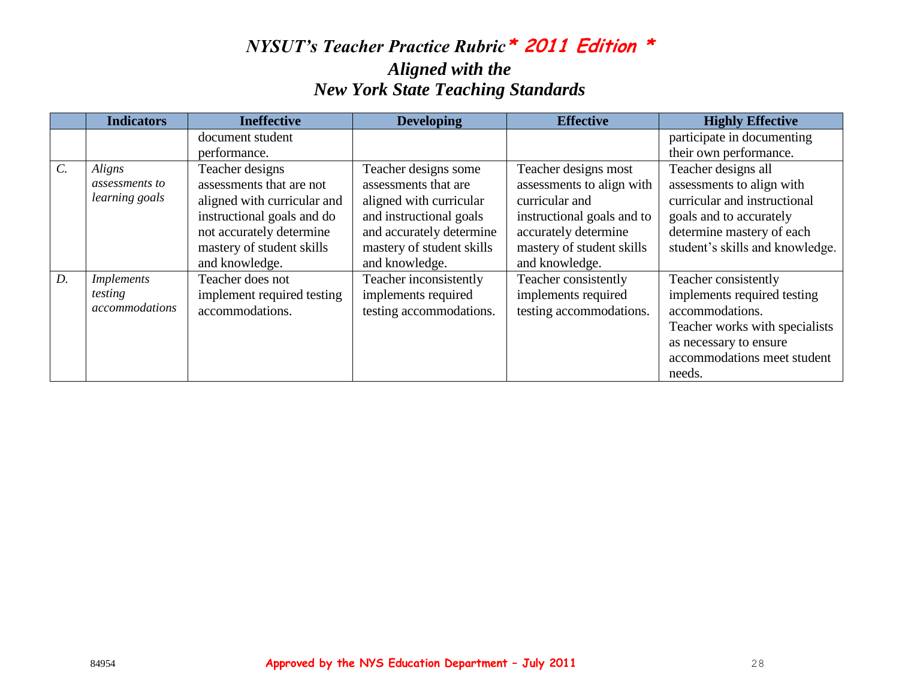# *NYSUT's Teacher Practice Rubric* * 2011 Edition *
## *Aligned with the New York State Teaching Standards*

| | Indicators | Ineffective | Developing | Effective | Highly Effective |
|---|---|---|---|---|---|
| | | document student performance. | | | participate in documenting their own performance. |
| *C.* | *Aligns assessments to learning goals* | Teacher designs assessments that are not aligned with curricular and instructional goals and do not accurately determine mastery of student skills and knowledge. | Teacher designs some assessments that are aligned with curricular and instructional goals and accurately determine mastery of student skills and knowledge. | Teacher designs most assessments to align with curricular and instructional goals and to accurately determine mastery of student skills and knowledge. | Teacher designs all assessments to align with curricular and instructional goals and to accurately determine mastery of each student's skills and knowledge. |
| *D.* | *Implements testing accommodations* | Teacher does not implement required testing accommodations. | Teacher inconsistently implements required testing accommodations. | Teacher consistently implements required testing accommodations. | Teacher consistently implements required testing accommodations. Teacher works with specialists as necessary to ensure accommodations meet student needs. |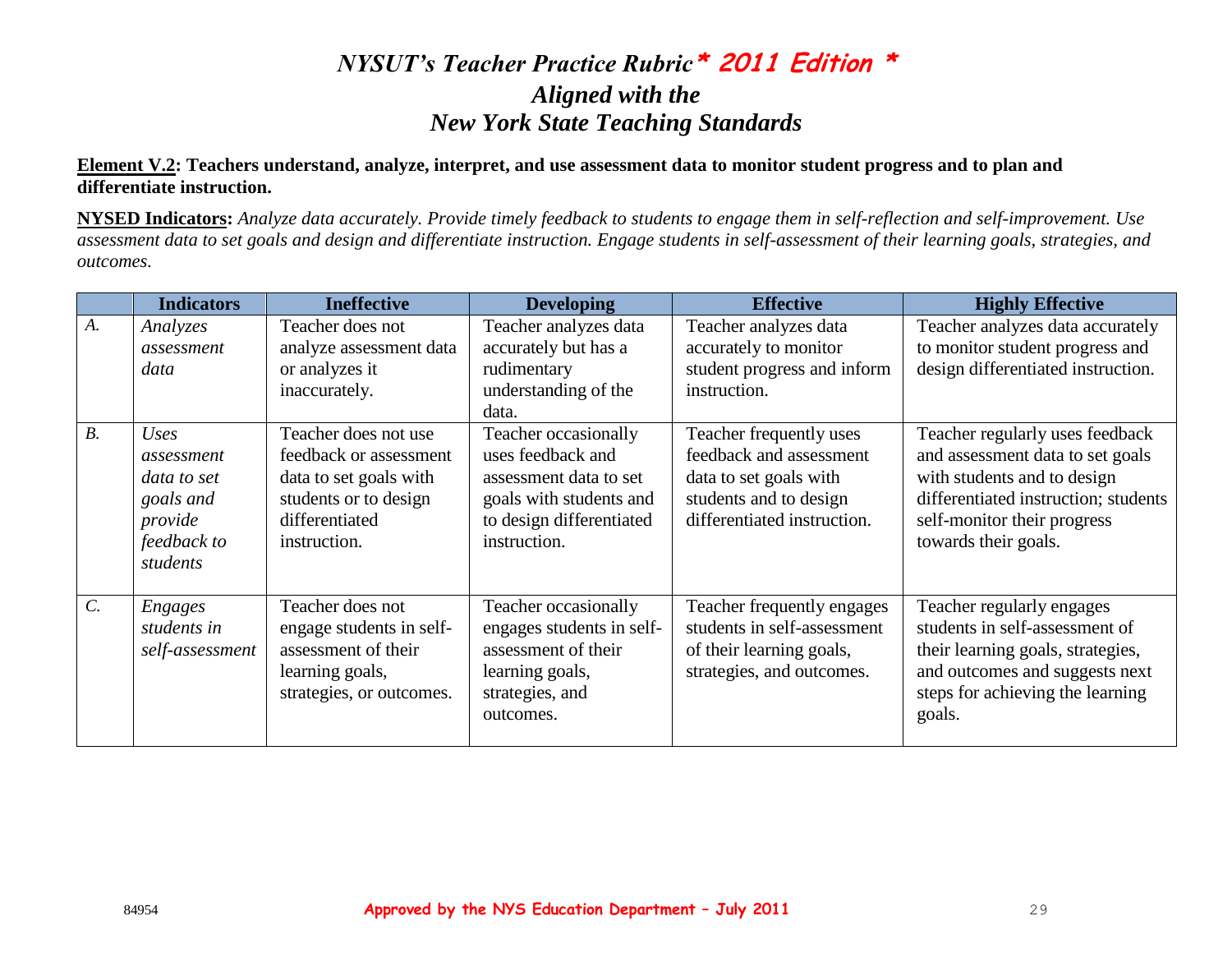# *NYSUT's Teacher Practice Rubric* * 2011 Edition *
## *Aligned with the New York State Teaching Standards*

**<u>Element V.2</u>: Teachers understand, analyze, interpret, and use assessment data to monitor student progress and to plan and differentiate instruction.**

**<u>NYSED Indicators</u>:** *Analyze data accurately. Provide timely feedback to students to engage them in self-reflection and self-improvement. Use assessment data to set goals and design and differentiate instruction. Engage students in self-assessment of their learning goals, strategies, and outcomes.*

| | Indicators | Ineffective | Developing | Effective | Highly Effective |
|---|---|---|---|---|---|
| *A.* | *Analyzes assessment data* | Teacher does not analyze assessment data or analyzes it inaccurately. | Teacher analyzes data accurately but has a rudimentary understanding of the data. | Teacher analyzes data accurately to monitor student progress and inform instruction. | Teacher analyzes data accurately to monitor student progress and design differentiated instruction. |
| *B.* | *Uses assessment data to set goals and provide feedback to students* | Teacher does not use feedback or assessment data to set goals with students or to design differentiated instruction. | Teacher occasionally uses feedback and assessment data to set goals with students and to design differentiated instruction. | Teacher frequently uses feedback and assessment data to set goals with students and to design differentiated instruction. | Teacher regularly uses feedback and assessment data to set goals with students and to design differentiated instruction; students self-monitor their progress towards their goals. |
| *C.* | *Engages students in self-assessment* | Teacher does not engage students in self-assessment of their learning goals, strategies, or outcomes. | Teacher occasionally engages students in self-assessment of their learning goals, strategies, and outcomes. | Teacher frequently engages students in self-assessment of their learning goals, strategies, and outcomes. | Teacher regularly engages students in self-assessment of their learning goals, strategies, and outcomes and suggests next steps for achieving the learning goals. |

84954 **Approved by the NYS Education Department – July 2011**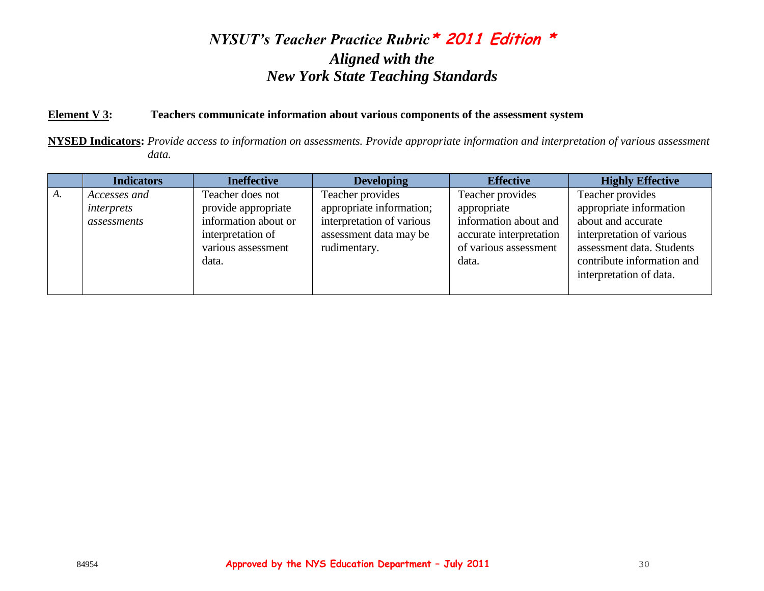# *NYSUT's Teacher Practice Rubric* * 2011 Edition *
## *Aligned with the New York State Teaching Standards*

**Element V 3:** **Teachers communicate information about various components of the assessment system**

**NYSED Indicators:** *Provide access to information on assessments. Provide appropriate information and interpretation of various assessment data.*

| | Indicators | Ineffective | Developing | Effective | Highly Effective |
|---|---|---|---|---|---|
| *A.* | *Accesses and interprets assessments* | Teacher does not provide appropriate information about or interpretation of various assessment data. | Teacher provides appropriate information; interpretation of various assessment data may be rudimentary. | Teacher provides appropriate information about and accurate interpretation of various assessment data. | Teacher provides appropriate information about and accurate interpretation of various assessment data. Students contribute information and interpretation of data. |

84954 **Approved by the NYS Education Department – July 2011**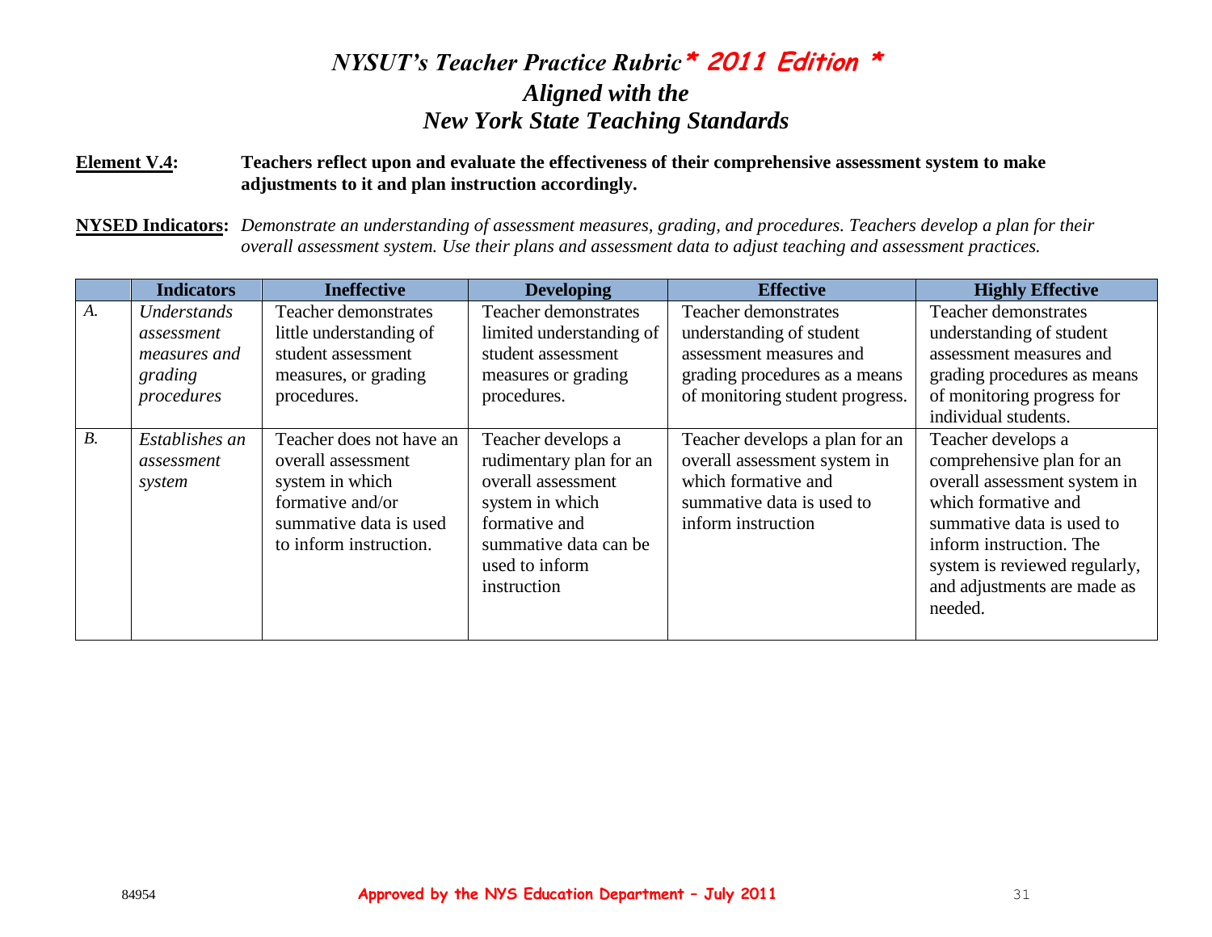# *NYSUT's Teacher Practice Rubric* * 2011 Edition *
## *Aligned with the New York State Teaching Standards*

**Element V.4:** **Teachers reflect upon and evaluate the effectiveness of their comprehensive assessment system to make adjustments to it and plan instruction accordingly.**

**NYSED Indicators:** *Demonstrate an understanding of assessment measures, grading, and procedures. Teachers develop a plan for their overall assessment system. Use their plans and assessment data to adjust teaching and assessment practices.*

| | Indicators | Ineffective | Developing | Effective | Highly Effective |
|---|---|---|---|---|---|
| *A.* | *Understands assessment measures and grading procedures* | Teacher demonstrates little understanding of student assessment measures, or grading procedures. | Teacher demonstrates limited understanding of student assessment measures or grading procedures. | Teacher demonstrates understanding of student assessment measures and grading procedures as a means of monitoring student progress. | Teacher demonstrates understanding of student assessment measures and grading procedures as means of monitoring progress for individual students. |
| *B.* | *Establishes an assessment system* | Teacher does not have an overall assessment system in which formative and/or summative data is used to inform instruction. | Teacher develops a rudimentary plan for an overall assessment system in which formative and summative data can be used to inform instruction | Teacher develops a plan for an overall assessment system in which formative and summative data is used to inform instruction | Teacher develops a comprehensive plan for an overall assessment system in which formative and summative data is used to inform instruction. The system is reviewed regularly, and adjustments are made as needed. |

84954 **Approved by the NYS Education Department – July 2011**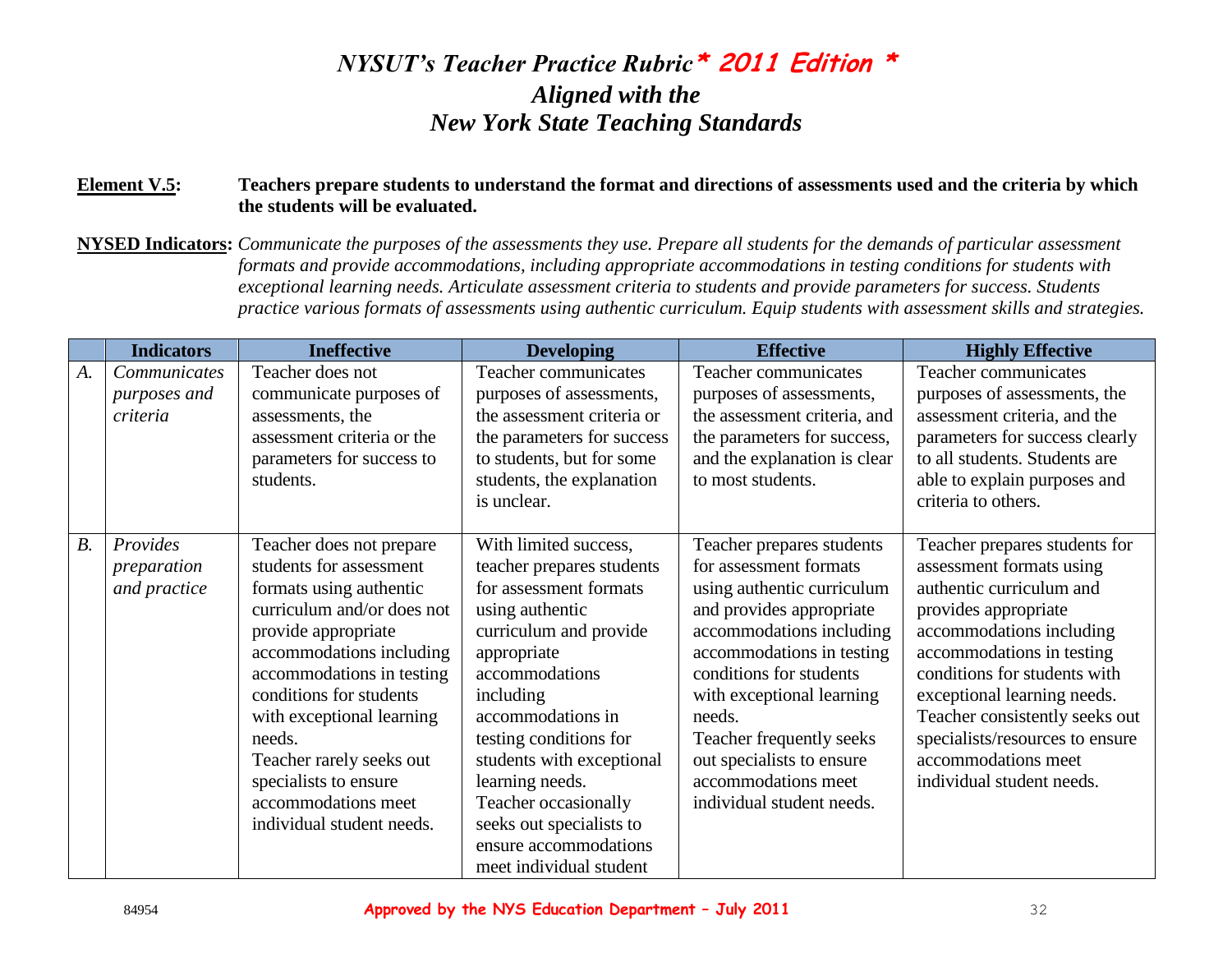# *NYSUT's Teacher Practice Rubric* * 2011 Edition *
## *Aligned with the*
## *New York State Teaching Standards*

**Element V.5:** **Teachers prepare students to understand the format and directions of assessments used and the criteria by which the students will be evaluated.**

**NYSED Indicators:** *Communicate the purposes of the assessments they use. Prepare all students for the demands of particular assessment formats and provide accommodations, including appropriate accommodations in testing conditions for students with exceptional learning needs. Articulate assessment criteria to students and provide parameters for success. Students practice various formats of assessments using authentic curriculum. Equip students with assessment skills and strategies.*

| | Indicators | Ineffective | Developing | Effective | Highly Effective |
|---|---|---|---|---|---|
| *A.* | *Communicates purposes and criteria* | Teacher does not communicate purposes of assessments, the assessment criteria or the parameters for success to students. | Teacher communicates purposes of assessments, the assessment criteria or the parameters for success to students, but for some students, the explanation is unclear. | Teacher communicates purposes of assessments, the assessment criteria, and the parameters for success, and the explanation is clear to most students. | Teacher communicates purposes of assessments, the assessment criteria, and the parameters for success clearly to all students. Students are able to explain purposes and criteria to others. |
| *B.* | *Provides preparation and practice* | Teacher does not prepare students for assessment formats using authentic curriculum and/or does not provide appropriate accommodations including accommodations in testing conditions for students with exceptional learning needs. Teacher rarely seeks out specialists to ensure accommodations meet individual student needs. | With limited success, teacher prepares students for assessment formats using authentic curriculum and provide appropriate accommodations including accommodations in testing conditions for students with exceptional learning needs. Teacher occasionally seeks out specialists to ensure accommodations meet individual student | Teacher prepares students for assessment formats using authentic curriculum and provides appropriate accommodations including accommodations in testing conditions for students with exceptional learning needs. Teacher frequently seeks out specialists to ensure accommodations meet individual student needs. | Teacher prepares students for assessment formats using authentic curriculum and provides appropriate accommodations including accommodations in testing conditions for students with exceptional learning needs. Teacher consistently seeks out specialists/resources to ensure accommodations meet individual student needs. |

84954 **Approved by the NYS Education Department – July 2011**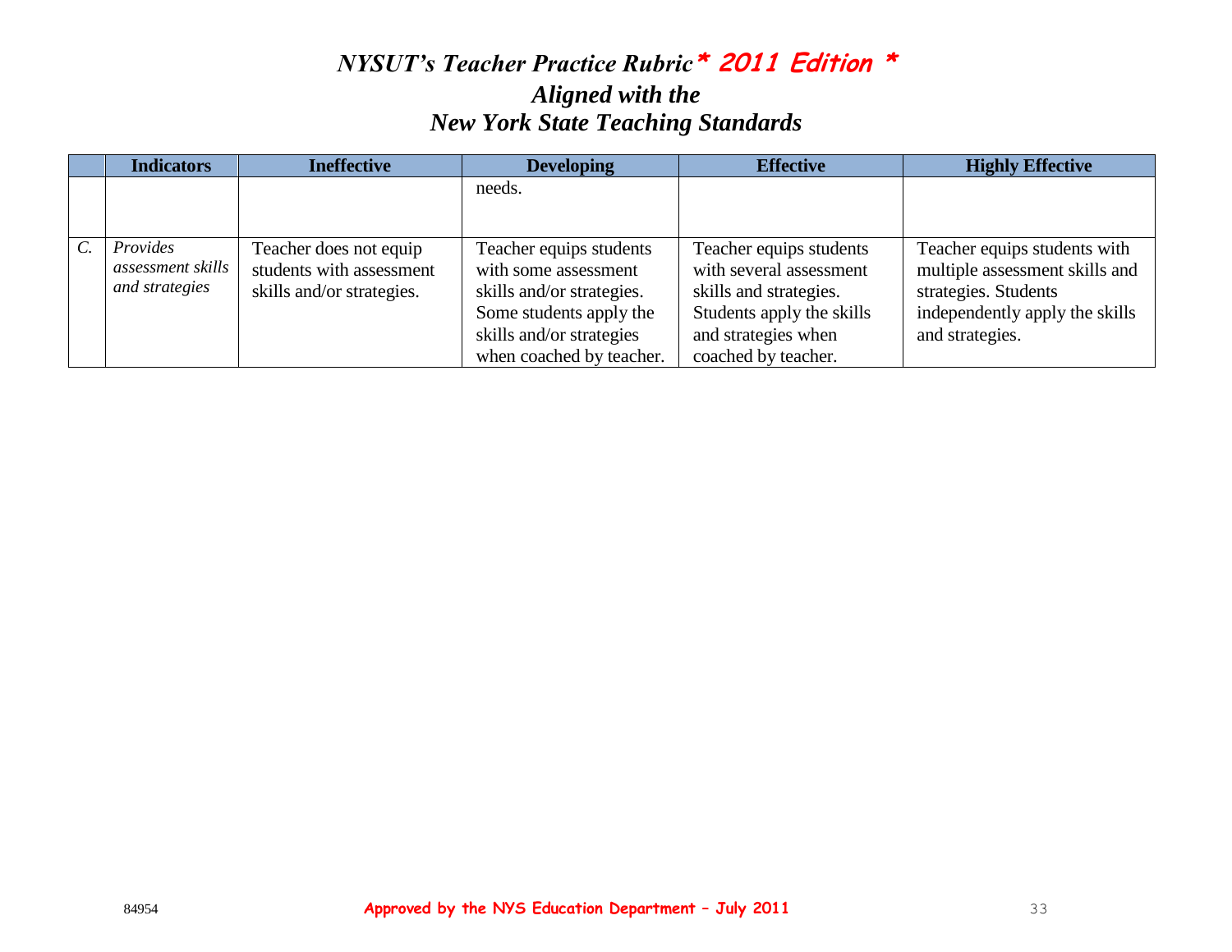*NYSUT's Teacher Practice Rubric* *** 2011 Edition ***
***Aligned with the***
***New York State Teaching Standards***

| | Indicators | Ineffective | Developing | Effective | Highly Effective |
|---|---|---|---|---|---|
| | | | needs. | | |
| *C.* | *Provides assessment skills and strategies* | Teacher does not equip students with assessment skills and/or strategies. | Teacher equips students with some assessment skills and/or strategies. Some students apply the skills and/or strategies when coached by teacher. | Teacher equips students with several assessment skills and strategies. Students apply the skills and strategies when coached by teacher. | Teacher equips students with multiple assessment skills and strategies. Students independently apply the skills and strategies. |

84954 **Approved by the NYS Education Department – July 2011**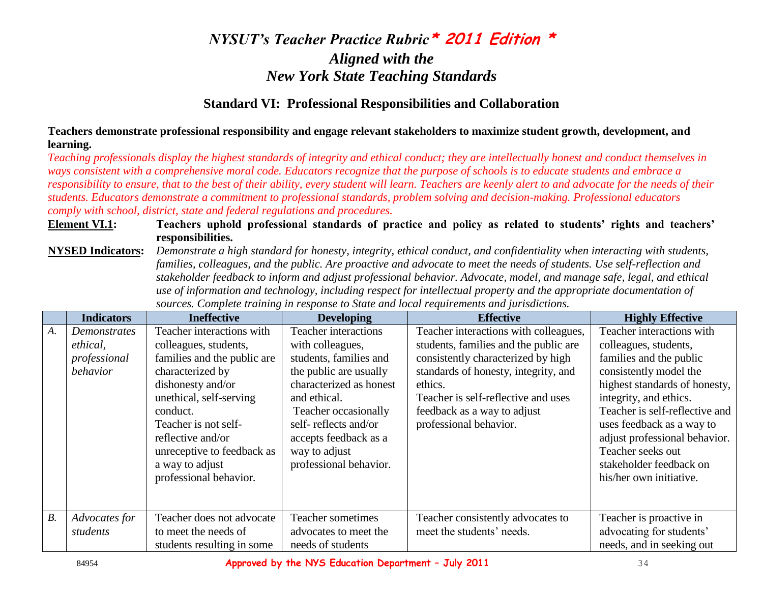# *NYSUT's Teacher Practice Rubric* * 2011 Edition *
## *Aligned with the New York State Teaching Standards*

### Standard VI: Professional Responsibilities and Collaboration

**Teachers demonstrate professional responsibility and engage relevant stakeholders to maximize student growth, development, and learning.**

*Teaching professionals display the highest standards of integrity and ethical conduct; they are intellectually honest and conduct themselves in ways consistent with a comprehensive moral code. Educators recognize that the purpose of schools is to educate students and embrace a responsibility to ensure, that to the best of their ability, every student will learn. Teachers are keenly alert to and advocate for the needs of their students. Educators demonstrate a commitment to professional standards, problem solving and decision-making. Professional educators comply with school, district, state and federal regulations and procedures.*

**Element VI.1:** **Teachers uphold professional standards of practice and policy as related to students' rights and teachers' responsibilities.**

**NYSED Indicators:** *Demonstrate a high standard for honesty, integrity, ethical conduct, and confidentiality when interacting with students, families, colleagues, and the public. Are proactive and advocate to meet the needs of students. Use self-reflection and stakeholder feedback to inform and adjust professional behavior. Advocate, model, and manage safe, legal, and ethical use of information and technology, including respect for intellectual property and the appropriate documentation of sources. Complete training in response to State and local requirements and jurisdictions.*

| | Indicators | Ineffective | Developing | Effective | Highly Effective |
|---|---|---|---|---|---|
| *A.* | *Demonstrates ethical, professional behavior* | Teacher interactions with colleagues, students, families and the public are characterized by dishonesty and/or unethical, self-serving conduct. Teacher is not self-reflective and/or unreceptive to feedback as a way to adjust professional behavior. | Teacher interactions with colleagues, students, families and the public are usually characterized as honest and ethical. Teacher occasionally self- reflects and/or accepts feedback as a way to adjust professional behavior. | Teacher interactions with colleagues, students, families and the public are consistently characterized by high standards of honesty, integrity, and ethics. Teacher is self-reflective and uses feedback as a way to adjust professional behavior. | Teacher interactions with colleagues, students, families and the public consistently model the highest standards of honesty, integrity, and ethics. Teacher is self-reflective and uses feedback as a way to adjust professional behavior. Teacher seeks out stakeholder feedback on his/her own initiative. |
| *B.* | *Advocates for students* | Teacher does not advocate to meet the needs of students resulting in some | Teacher sometimes advocates to meet the needs of students | Teacher consistently advocates to meet the students' needs. | Teacher is proactive in advocating for students' needs, and in seeking out |

Approved by the NYS Education Department – July 2011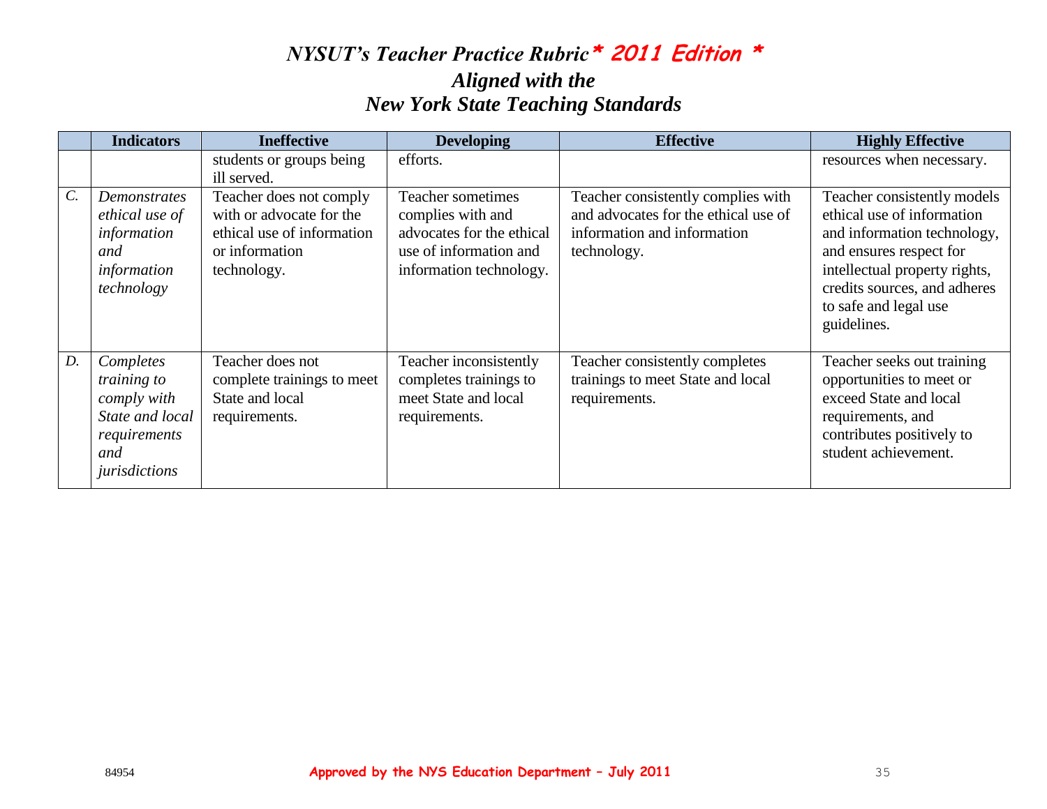# *NYSUT's Teacher Practice Rubric* * 2011 Edition *

## *Aligned with the New York State Teaching Standards*

| | Indicators | Ineffective | Developing | Effective | Highly Effective |
|---|---|---|---|---|---|
| | | students or groups being ill served. | efforts. | | resources when necessary. |
| *C.* | *Demonstrates ethical use of information and information technology* | Teacher does not comply with or advocate for the ethical use of information or information technology. | Teacher sometimes complies with and advocates for the ethical use of information and information technology. | Teacher consistently complies with and advocates for the ethical use of information and information technology. | Teacher consistently models ethical use of information and information technology, and ensures respect for intellectual property rights, credits sources, and adheres to safe and legal use guidelines. |
| *D.* | *Completes training to comply with State and local requirements and jurisdictions* | Teacher does not complete trainings to meet State and local requirements. | Teacher inconsistently completes trainings to meet State and local requirements. | Teacher consistently completes trainings to meet State and local requirements. | Teacher seeks out training opportunities to meet or exceed State and local requirements, and contributes positively to student achievement. |

84954 **Approved by the NYS Education Department – July 2011**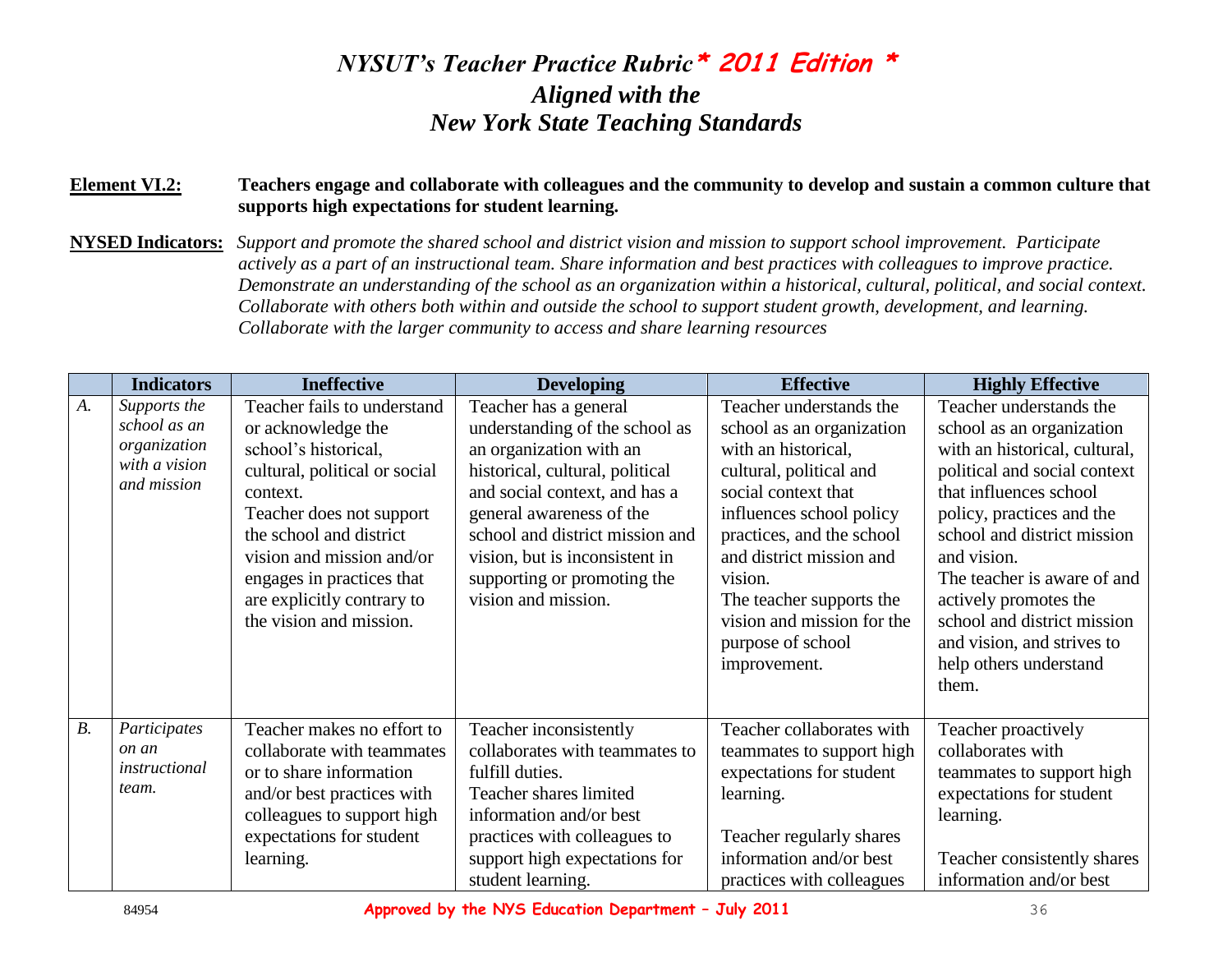# *NYSUT's Teacher Practice Rubric* * 2011 Edition *
## *Aligned with the New York State Teaching Standards*

**Element VI.2:** **Teachers engage and collaborate with colleagues and the community to develop and sustain a common culture that supports high expectations for student learning.**

**NYSED Indicators:** *Support and promote the shared school and district vision and mission to support school improvement. Participate actively as a part of an instructional team. Share information and best practices with colleagues to improve practice. Demonstrate an understanding of the school as an organization within a historical, cultural, political, and social context. Collaborate with others both within and outside the school to support student growth, development, and learning. Collaborate with the larger community to access and share learning resources*

| | Indicators | Ineffective | Developing | Effective | Highly Effective |
|---|---|---|---|---|---|
| *A.* | *Supports the school as an organization with a vision and mission* | Teacher fails to understand or acknowledge the school's historical, cultural, political or social context. Teacher does not support the school and district vision and mission and/or engages in practices that are explicitly contrary to the vision and mission. | Teacher has a general understanding of the school as an organization with an historical, cultural, political and social context, and has a general awareness of the school and district mission and vision, but is inconsistent in supporting or promoting the vision and mission. | Teacher understands the school as an organization with an historical, cultural, political and social context that influences school policy practices, and the school and district mission and vision. The teacher supports the vision and mission for the purpose of school improvement. | Teacher understands the school as an organization with an historical, cultural, political and social context that influences school policy, practices and the school and district mission and vision. The teacher is aware of and actively promotes the school and district mission and vision, and strives to help others understand them. |
| *B.* | *Participates on an instructional team.* | Teacher makes no effort to collaborate with teammates or to share information and/or best practices with colleagues to support high expectations for student learning. | Teacher inconsistently collaborates with teammates to fulfill duties. Teacher shares limited information and/or best practices with colleagues to support high expectations for student learning. | Teacher collaborates with teammates to support high expectations for student learning. Teacher regularly shares information and/or best practices with colleagues | Teacher proactively collaborates with teammates to support high expectations for student learning. Teacher consistently shares information and/or best |

84954 **Approved by the NYS Education Department – July 2011**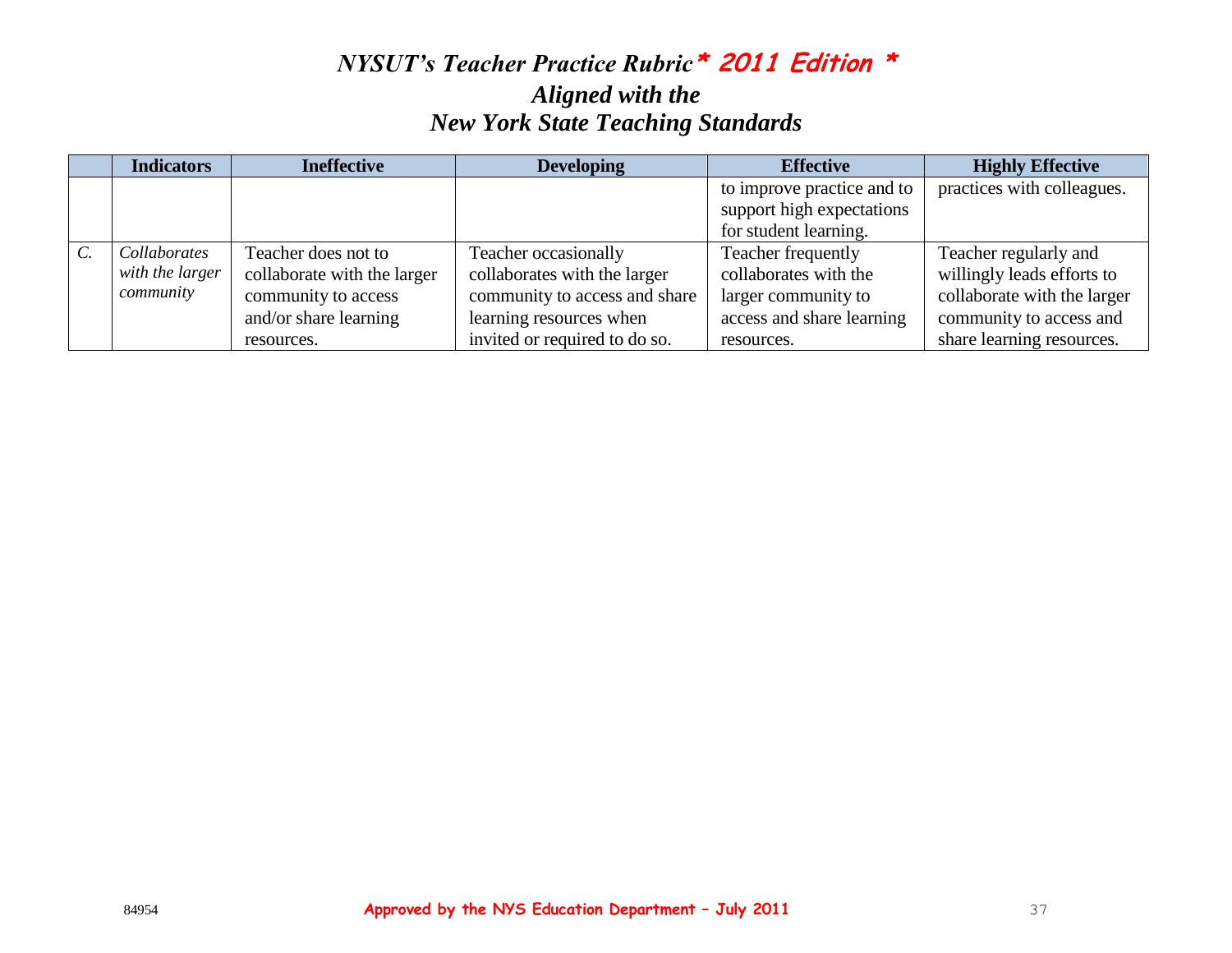| | Indicators | Ineffective | Developing | Effective | Highly Effective |
|---|---|---|---|---|---|
| | | | | to improve practice and to support high expectations for student learning. | practices with colleagues. |
| *C.* | *Collaborates with the larger community* | Teacher does not to collaborate with the larger community to access and/or share learning resources. | Teacher occasionally collaborates with the larger community to access and share learning resources when invited or required to do so. | Teacher frequently collaborates with the larger community to access and share learning resources. | Teacher regularly and willingly leads efforts to collaborate with the larger community to access and share learning resources. |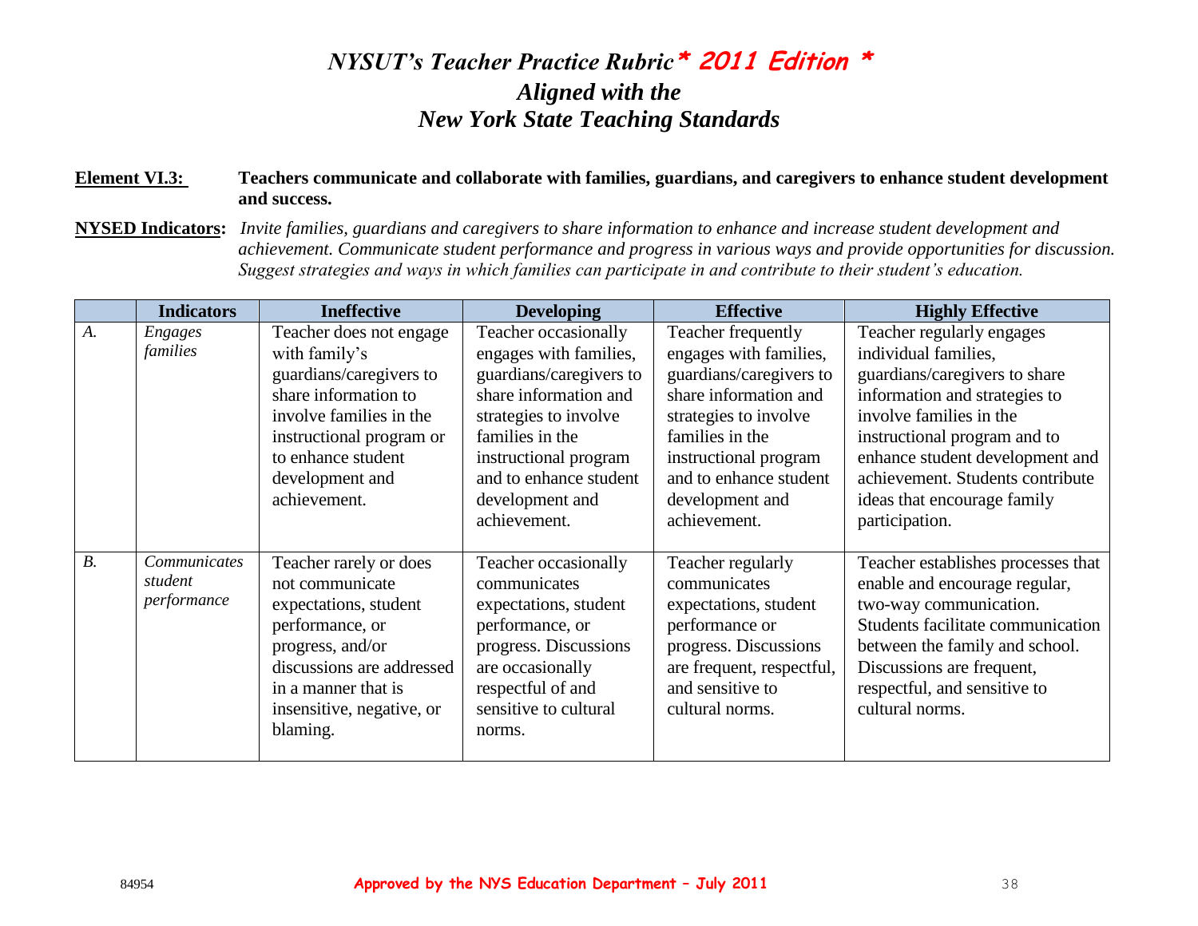# *NYSUT's Teacher Practice Rubric* * 2011 Edition *

## *Aligned with the New York State Teaching Standards*

**Element VI.3:** **Teachers communicate and collaborate with families, guardians, and caregivers to enhance student development and success.**

**NYSED Indicators:** *Invite families, guardians and caregivers to share information to enhance and increase student development and achievement. Communicate student performance and progress in various ways and provide opportunities for discussion. Suggest strategies and ways in which families can participate in and contribute to their student's education.*

| | Indicators | Ineffective | Developing | Effective | Highly Effective |
|---|---|---|---|---|---|
| *A.* | *Engages families* | Teacher does not engage with family's guardians/caregivers to share information to involve families in the instructional program or to enhance student development and achievement. | Teacher occasionally engages with families, guardians/caregivers to share information and strategies to involve families in the instructional program and to enhance student development and achievement. | Teacher frequently engages with families, guardians/caregivers to share information and strategies to involve families in the instructional program and to enhance student development and achievement. | Teacher regularly engages individual families, guardians/caregivers to share information and strategies to involve families in the instructional program and to enhance student development and achievement. Students contribute ideas that encourage family participation. |
| *B.* | *Communicates student performance* | Teacher rarely or does not communicate expectations, student performance, or progress, and/or discussions are addressed in a manner that is insensitive, negative, or blaming. | Teacher occasionally communicates expectations, student performance, or progress. Discussions are occasionally respectful of and sensitive to cultural norms. | Teacher regularly communicates expectations, student performance or progress. Discussions are frequent, respectful, and sensitive to cultural norms. | Teacher establishes processes that enable and encourage regular, two-way communication. Students facilitate communication between the family and school. Discussions are frequent, respectful, and sensitive to cultural norms. |

84954 **Approved by the NYS Education Department – July 2011**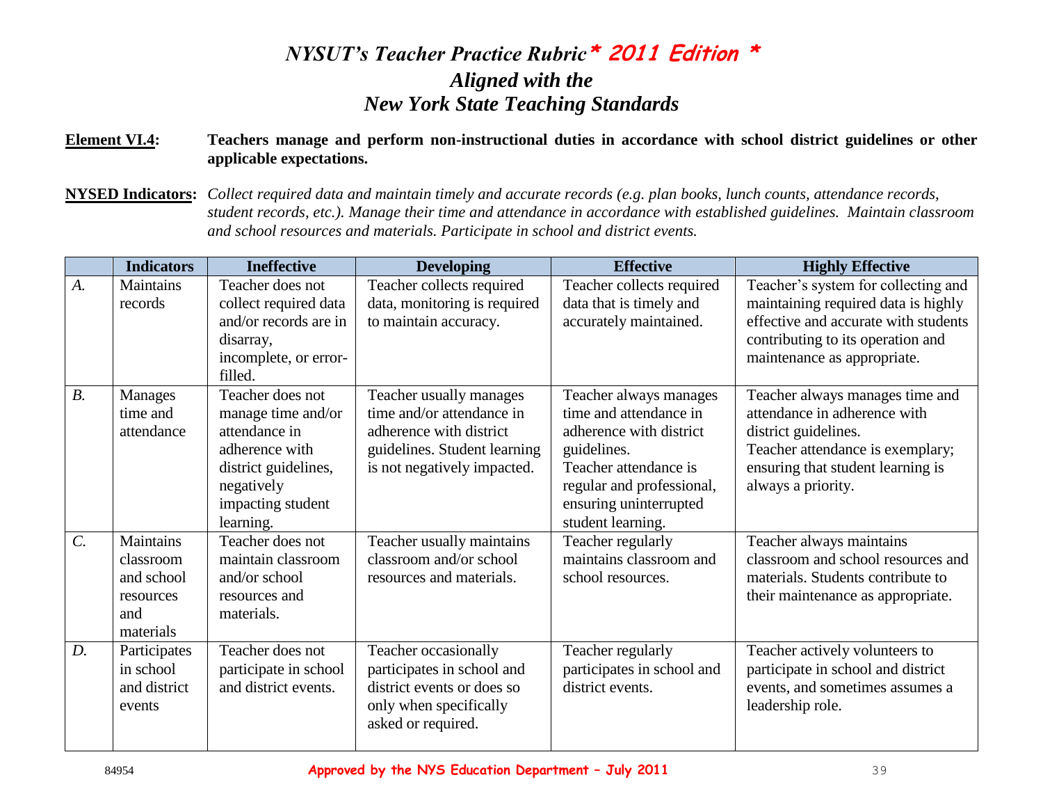# *NYSUT's Teacher Practice Rubric* * 2011 Edition *

## *Aligned with the New York State Teaching Standards*

**Element VI.4:** **Teachers manage and perform non-instructional duties in accordance with school district guidelines or other applicable expectations.**

**NYSED Indicators:** *Collect required data and maintain timely and accurate records (e.g. plan books, lunch counts, attendance records, student records, etc.). Manage their time and attendance in accordance with established guidelines. Maintain classroom and school resources and materials. Participate in school and district events.*

| | Indicators | Ineffective | Developing | Effective | Highly Effective |
|---|---|---|---|---|---|
| *A.* | Maintains records | Teacher does not collect required data and/or records are in disarray, incomplete, or error-filled. | Teacher collects required data, monitoring is required to maintain accuracy. | Teacher collects required data that is timely and accurately maintained. | Teacher's system for collecting and maintaining required data is highly effective and accurate with students contributing to its operation and maintenance as appropriate. |
| *B.* | Manages time and attendance | Teacher does not manage time and/or attendance in adherence with district guidelines, negatively impacting student learning. | Teacher usually manages time and/or attendance in adherence with district guidelines. Student learning is not negatively impacted. | Teacher always manages time and attendance in adherence with district guidelines. Teacher attendance is regular and professional, ensuring uninterrupted student learning. | Teacher always manages time and attendance in adherence with district guidelines. Teacher attendance is exemplary; ensuring that student learning is always a priority. |
| *C.* | Maintains classroom and school resources and materials | Teacher does not maintain classroom and/or school resources and materials. | Teacher usually maintains classroom and/or school resources and materials. | Teacher regularly maintains classroom and school resources. | Teacher always maintains classroom and school resources and materials. Students contribute to their maintenance as appropriate. |
| *D.* | Participates in school and district events | Teacher does not participate in school and district events. | Teacher occasionally participates in school and district events or does so only when specifically asked or required. | Teacher regularly participates in school and district events. | Teacher actively volunteers to participate in school and district events, and sometimes assumes a leadership role. |

84954 **Approved by the NYS Education Department – July 2011**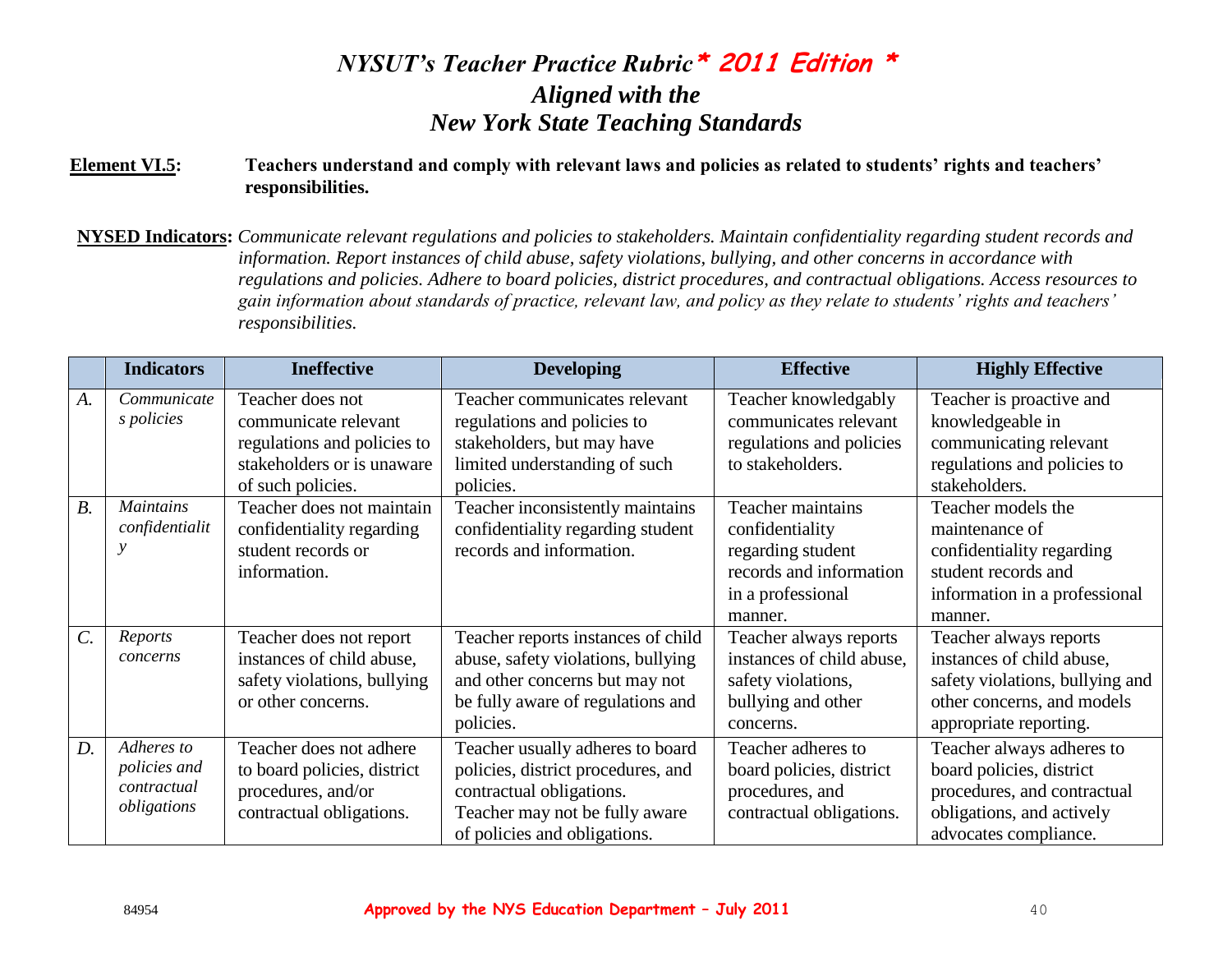# *NYSUT's Teacher Practice Rubric* * 2011 Edition *
## *Aligned with the New York State Teaching Standards*

**Element VI.5:** **Teachers understand and comply with relevant laws and policies as related to students' rights and teachers' responsibilities.**

**NYSED Indicators:** *Communicate relevant regulations and policies to stakeholders. Maintain confidentiality regarding student records and information. Report instances of child abuse, safety violations, bullying, and other concerns in accordance with regulations and policies. Adhere to board policies, district procedures, and contractual obligations. Access resources to gain information about standards of practice, relevant law, and policy as they relate to students' rights and teachers' responsibilities.*

| | Indicators | Ineffective | Developing | Effective | Highly Effective |
|---|---|---|---|---|---|
| *A.* | *Communicates policies* | Teacher does not communicate relevant regulations and policies to stakeholders or is unaware of such policies. | Teacher communicates relevant regulations and policies to stakeholders, but may have limited understanding of such policies. | Teacher knowledgably communicates relevant regulations and policies to stakeholders. | Teacher is proactive and knowledgeable in communicating relevant regulations and policies to stakeholders. |
| *B.* | *Maintains confidentiality* | Teacher does not maintain confidentiality regarding student records or information. | Teacher inconsistently maintains confidentiality regarding student records and information. | Teacher maintains confidentiality regarding student records and information in a professional manner. | Teacher models the maintenance of confidentiality regarding student records and information in a professional manner. |
| *C.* | *Reports concerns* | Teacher does not report instances of child abuse, safety violations, bullying or other concerns. | Teacher reports instances of child abuse, safety violations, bullying and other concerns but may not be fully aware of regulations and policies. | Teacher always reports instances of child abuse, safety violations, bullying and other concerns. | Teacher always reports instances of child abuse, safety violations, bullying and other concerns, and models appropriate reporting. |
| *D.* | *Adheres to policies and contractual obligations* | Teacher does not adhere to board policies, district procedures, and/or contractual obligations. | Teacher usually adheres to board policies, district procedures, and contractual obligations. Teacher may not be fully aware of policies and obligations. | Teacher adheres to board policies, district procedures, and contractual obligations. | Teacher always adheres to board policies, district procedures, and contractual obligations, and actively advocates compliance. |

84954 **Approved by the NYS Education Department – July 2011**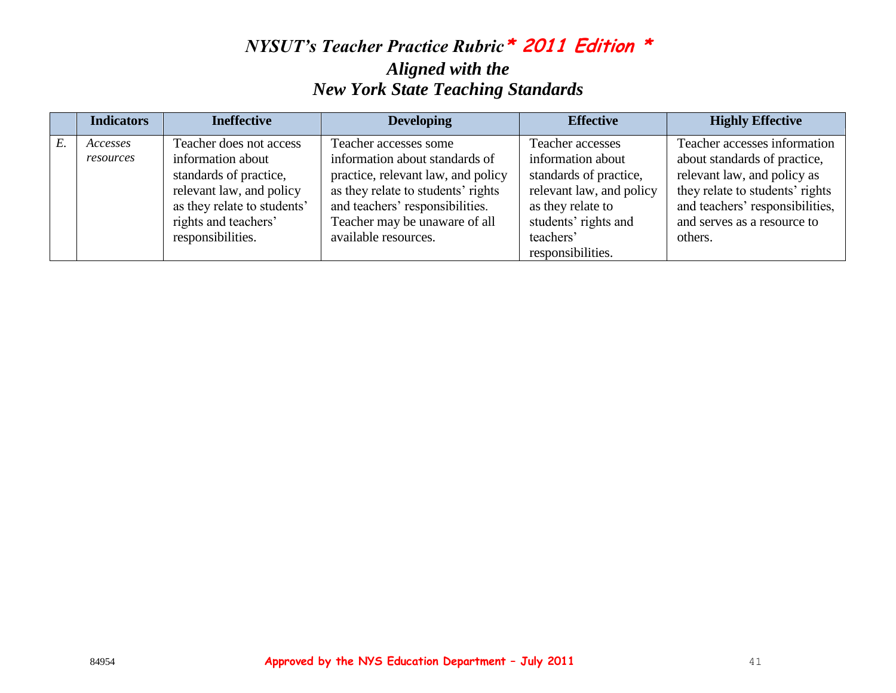# *NYSUT's Teacher Practice Rubric* * 2011 Edition *

## *Aligned with the*
## *New York State Teaching Standards*

| | Indicators | Ineffective | Developing | Effective | Highly Effective |
|---|---|---|---|---|---|
| *E.* | *Accesses resources* | Teacher does not access information about standards of practice, relevant law, and policy as they relate to students' rights and teachers' responsibilities. | Teacher accesses some information about standards of practice, relevant law, and policy as they relate to students' rights and teachers' responsibilities. Teacher may be unaware of all available resources. | Teacher accesses information about standards of practice, relevant law, and policy as they relate to students' rights and teachers' responsibilities. | Teacher accesses information about standards of practice, relevant law, and policy as they relate to students' rights and teachers' responsibilities, and serves as a resource to others. |

84954 **Approved by the NYS Education Department – July 2011**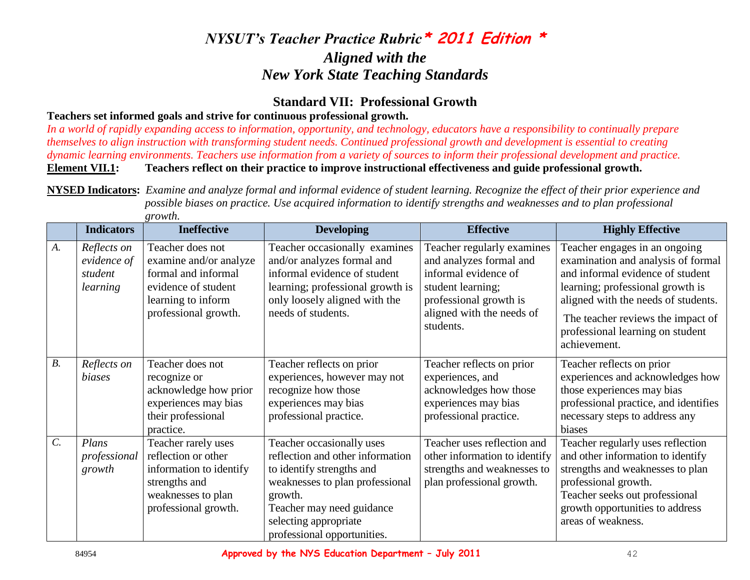# *NYSUT's Teacher Practice Rubric* * 2011 Edition *

## *Aligned with the New York State Teaching Standards*

## Standard VII: Professional Growth

**Teachers set informed goals and strive for continuous professional growth.**

*In a world of rapidly expanding access to information, opportunity, and technology, educators have a responsibility to continually prepare themselves to align instruction with transforming student needs. Continued professional growth and development is essential to creating dynamic learning environments. Teachers use information from a variety of sources to inform their professional development and practice.*

**Element VII.1: Teachers reflect on their practice to improve instructional effectiveness and guide professional growth.**

**NYSED Indicators:** *Examine and analyze formal and informal evidence of student learning. Recognize the effect of their prior experience and possible biases on practice. Use acquired information to identify strengths and weaknesses and to plan professional growth.*

| | Indicators | Ineffective | Developing | Effective | Highly Effective |
|---|---|---|---|---|---|
| *A.* | *Reflects on evidence of student learning* | Teacher does not examine and/or analyze formal and informal evidence of student learning to inform professional growth. | Teacher occasionally examines and/or analyzes formal and informal evidence of student learning; professional growth is only loosely aligned with the needs of students. | Teacher regularly examines and analyzes formal and informal evidence of student learning; professional growth is aligned with the needs of students. | Teacher engages in an ongoing examination and analysis of formal and informal evidence of student learning; professional growth is aligned with the needs of students. The teacher reviews the impact of professional learning on student achievement. |
| *B.* | *Reflects on biases* | Teacher does not recognize or acknowledge how prior experiences may bias their professional practice. | Teacher reflects on prior experiences, however may not recognize how those experiences may bias professional practice. | Teacher reflects on prior experiences, and acknowledges how those experiences may bias professional practice. | Teacher reflects on prior experiences and acknowledges how those experiences may bias professional practice, and identifies necessary steps to address any biases |
| *C.* | *Plans professional growth* | Teacher rarely uses reflection or other information to identify strengths and weaknesses to plan professional growth. | Teacher occasionally uses reflection and other information to identify strengths and weaknesses to plan professional growth. Teacher may need guidance selecting appropriate professional opportunities. | Teacher uses reflection and other information to identify strengths and weaknesses to plan professional growth. | Teacher regularly uses reflection and other information to identify strengths and weaknesses to plan professional growth. Teacher seeks out professional growth opportunities to address areas of weakness. |

84954 **Approved by the NYS Education Department – July 2011**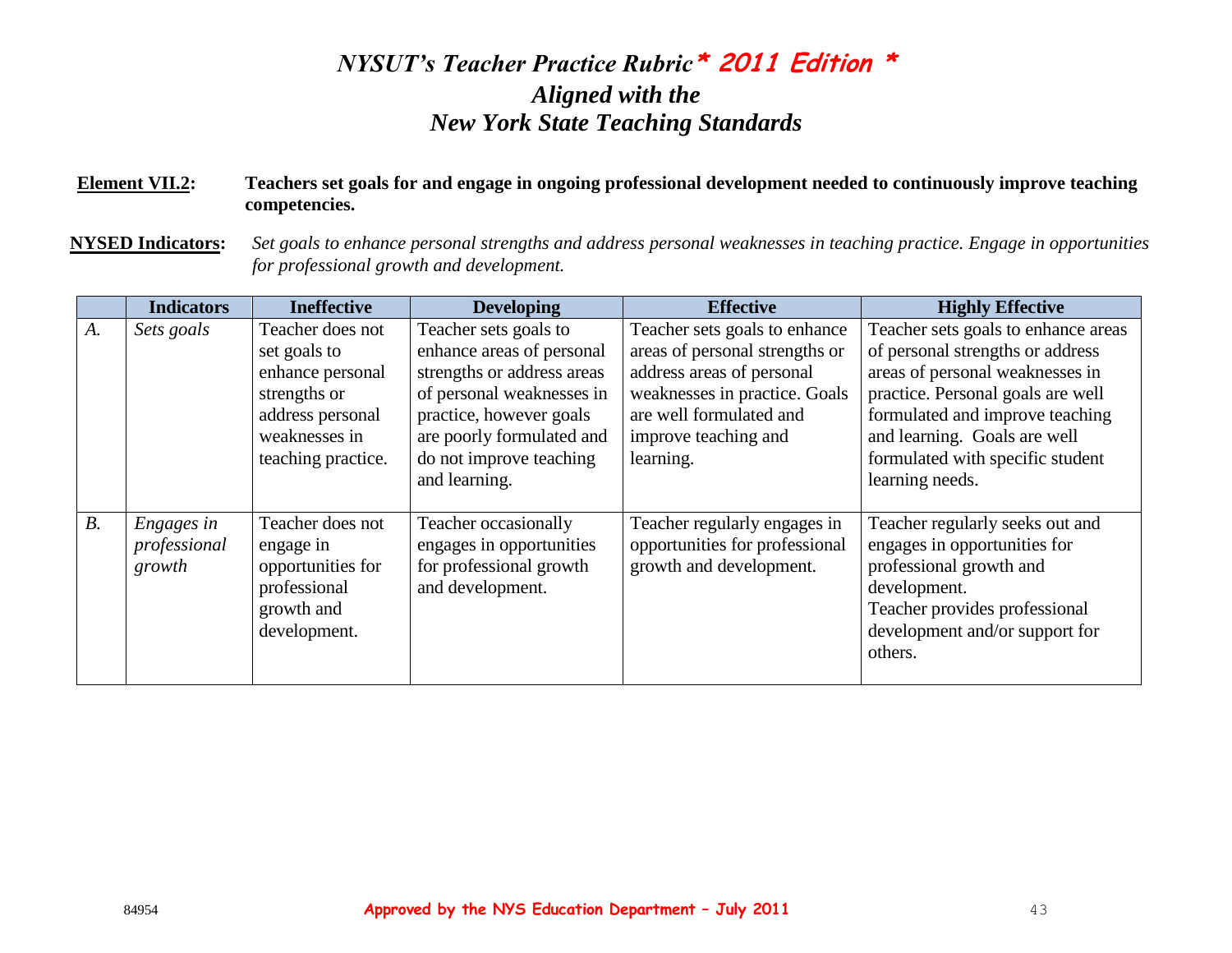# *NYSUT's Teacher Practice Rubric* * 2011 Edition *
# *Aligned with the*
# *New York State Teaching Standards*

**Element VII.2:** **Teachers set goals for and engage in ongoing professional development needed to continuously improve teaching competencies.**

**NYSED Indicators:** *Set goals to enhance personal strengths and address personal weaknesses in teaching practice. Engage in opportunities for professional growth and development.*

| | Indicators | Ineffective | Developing | Effective | Highly Effective |
|---|---|---|---|---|---|
| *A.* | *Sets goals* | Teacher does not set goals to enhance personal strengths or address personal weaknesses in teaching practice. | Teacher sets goals to enhance areas of personal strengths or address areas of personal weaknesses in practice, however goals are poorly formulated and do not improve teaching and learning. | Teacher sets goals to enhance areas of personal strengths or address areas of personal weaknesses in practice. Goals are well formulated and improve teaching and learning. | Teacher sets goals to enhance areas of personal strengths or address areas of personal weaknesses in practice. Personal goals are well formulated and improve teaching and learning. Goals are well formulated with specific student learning needs. |
| *B.* | *Engages in professional growth* | Teacher does not engage in opportunities for professional growth and development. | Teacher occasionally engages in opportunities for professional growth and development. | Teacher regularly engages in opportunities for professional growth and development. | Teacher regularly seeks out and engages in opportunities for professional growth and development. Teacher provides professional development and/or support for others. |

84954 **Approved by the NYS Education Department – July 2011**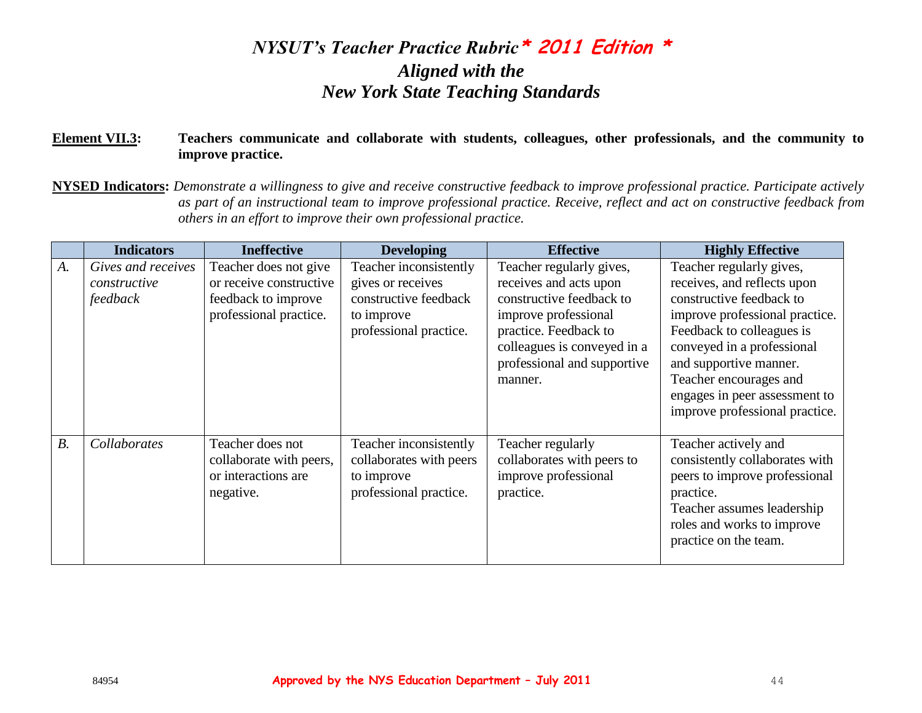# *NYSUT's Teacher Practice Rubric* * 2011 Edition *
## *Aligned with the New York State Teaching Standards*

**Element VII.3:** **Teachers communicate and collaborate with students, colleagues, other professionals, and the community to improve practice.**

**NYSED Indicators:** *Demonstrate a willingness to give and receive constructive feedback to improve professional practice. Participate actively as part of an instructional team to improve professional practice. Receive, reflect and act on constructive feedback from others in an effort to improve their own professional practice.*

| | Indicators | Ineffective | Developing | Effective | Highly Effective |
|---|---|---|---|---|---|
| *A.* | *Gives and receives constructive feedback* | Teacher does not give or receive constructive feedback to improve professional practice. | Teacher inconsistently gives or receives constructive feedback to improve professional practice. | Teacher regularly gives, receives and acts upon constructive feedback to improve professional practice. Feedback to colleagues is conveyed in a professional and supportive manner. | Teacher regularly gives, receives, and reflects upon constructive feedback to improve professional practice. Feedback to colleagues is conveyed in a professional and supportive manner. Teacher encourages and engages in peer assessment to improve professional practice. |
| *B.* | *Collaborates* | Teacher does not collaborate with peers, or interactions are negative. | Teacher inconsistently collaborates with peers to improve professional practice. | Teacher regularly collaborates with peers to improve professional practice. | Teacher actively and consistently collaborates with peers to improve professional practice. Teacher assumes leadership roles and works to improve practice on the team. |

84954 **Approved by the NYS Education Department – July 2011**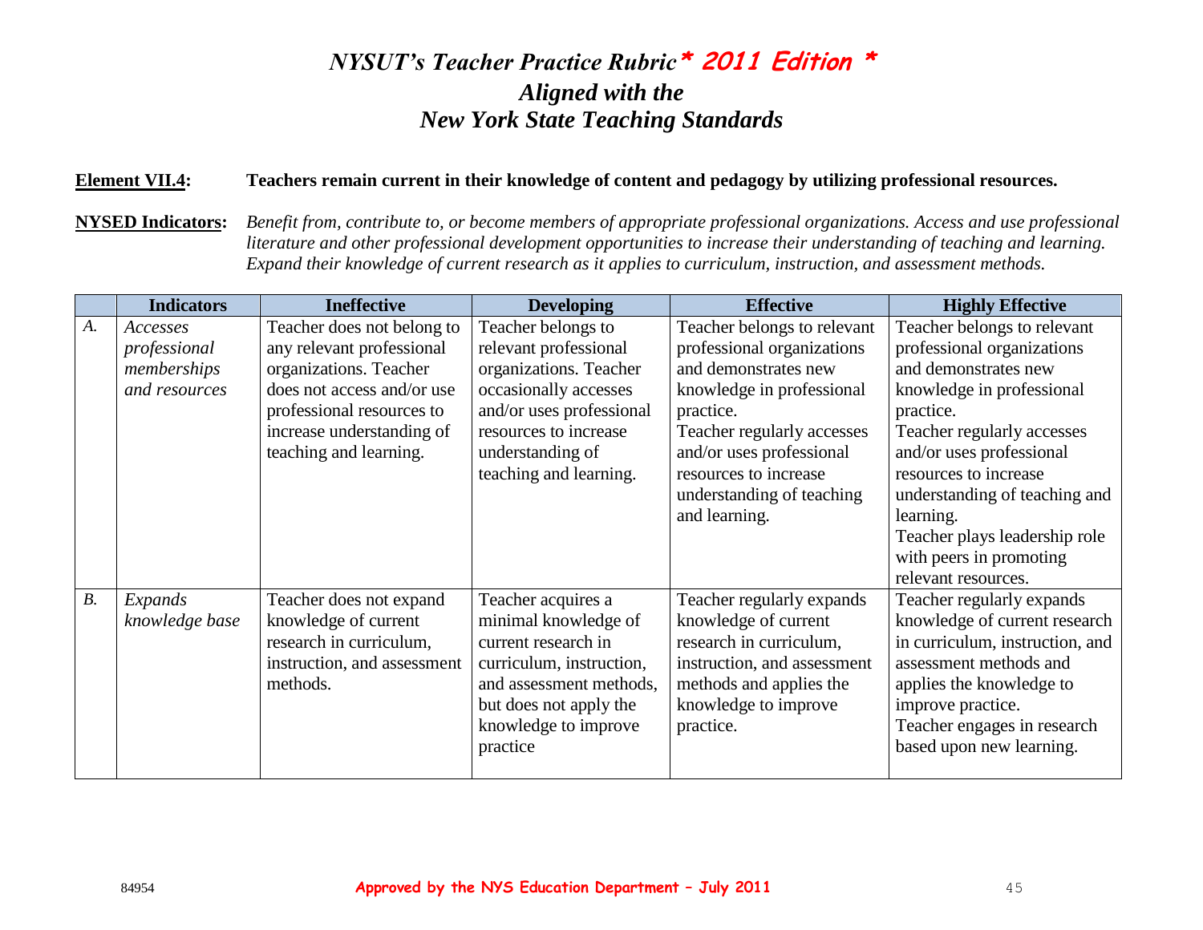# *NYSUT's Teacher Practice Rubric* * 2011 Edition *
## *Aligned with the New York State Teaching Standards*

**Element VII.4:** **Teachers remain current in their knowledge of content and pedagogy by utilizing professional resources.**

**NYSED Indicators:** *Benefit from, contribute to, or become members of appropriate professional organizations. Access and use professional literature and other professional development opportunities to increase their understanding of teaching and learning. Expand their knowledge of current research as it applies to curriculum, instruction, and assessment methods.*

| | Indicators | Ineffective | Developing | Effective | Highly Effective |
|---|---|---|---|---|---|
| *A.* | *Accesses professional memberships and resources* | Teacher does not belong to any relevant professional organizations. Teacher does not access and/or use professional resources to increase understanding of teaching and learning. | Teacher belongs to relevant professional organizations. Teacher occasionally accesses and/or uses professional resources to increase understanding of teaching and learning. | Teacher belongs to relevant professional organizations and demonstrates new knowledge in professional practice. Teacher regularly accesses and/or uses professional resources to increase understanding of teaching and learning. | Teacher belongs to relevant professional organizations and demonstrates new knowledge in professional practice. Teacher regularly accesses and/or uses professional resources to increase understanding of teaching and learning. Teacher plays leadership role with peers in promoting relevant resources. |
| *B.* | *Expands knowledge base* | Teacher does not expand knowledge of current research in curriculum, instruction, and assessment methods. | Teacher acquires a minimal knowledge of current research in curriculum, instruction, and assessment methods, but does not apply the knowledge to improve practice | Teacher regularly expands knowledge of current research in curriculum, instruction, and assessment methods and applies the knowledge to improve practice. | Teacher regularly expands knowledge of current research in curriculum, instruction, and assessment methods and applies the knowledge to improve practice. Teacher engages in research based upon new learning. |

84954 **Approved by the NYS Education Department – July 2011**